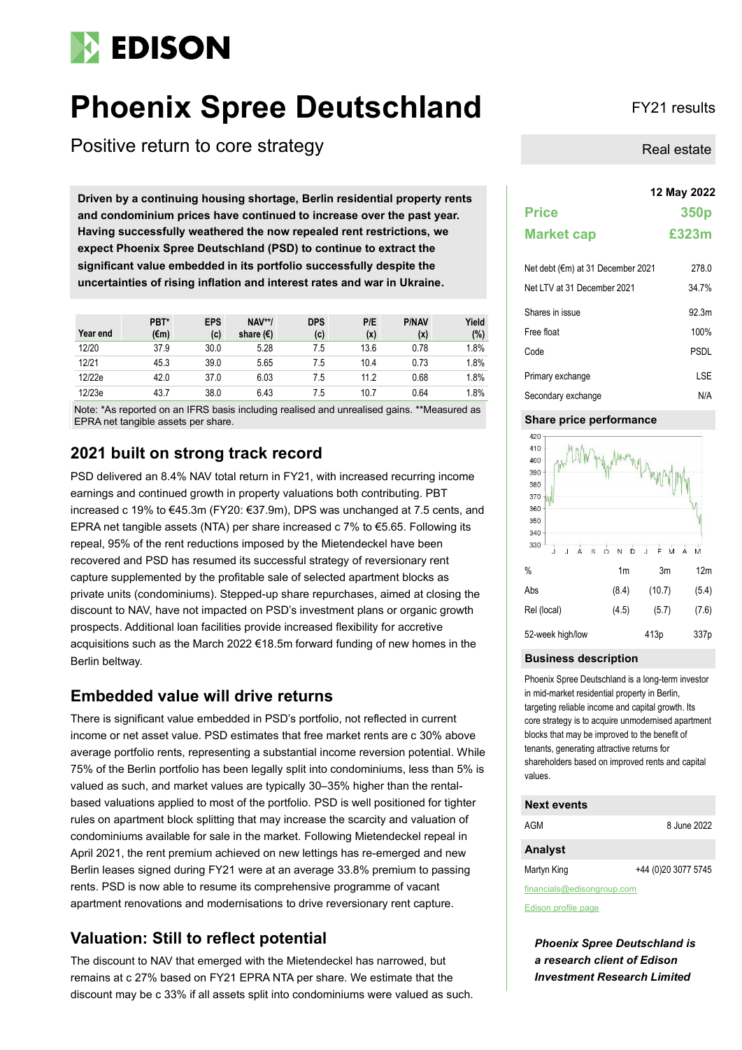# Phoenix Spree Deutschland

FY21 results

## Positive return to core strategy

Real estate

**Driven by a continuing housing shortage, Berlin residential property rents and condominium prices have continued to increase over the past year. Having successfully weathered the now repealed rent restrictions, we expect Phoenix Spree Deutschland (PSD) to continue to extract the significant value embedded in its portfolio successfully despite the uncertainties of rising inflation and interest rates and war in Ukraine.**

| Year end | PBT* (€m) | EPS (c) | NAV**/ share (€) | DPS (c) | P/E (x) | P/NAV (x) | Yield (%) |
|---|---|---|---|---|---|---|---|
| 12/20 | 37.9 | 30.0 | 5.28 | 7.5 | 13.6 | 0.78 | 1.8% |
| 12/21 | 45.3 | 39.0 | 5.65 | 7.5 | 10.4 | 0.73 | 1.8% |
| 12/22e | 42.0 | 37.0 | 6.03 | 7.5 | 11.2 | 0.68 | 1.8% |
| 12/23e | 43.7 | 38.0 | 6.43 | 7.5 | 10.7 | 0.64 | 1.8% |

Note: *As reported on an IFRS basis including realised and unrealised gains. **Measured as EPRA net tangible assets per share.

## 2021 built on strong track record

PSD delivered an 8.4% NAV total return in FY21, with increased recurring income earnings and continued growth in property valuations both contributing. PBT increased c 19% to €45.3m (FY20: €37.9m), DPS was unchanged at 7.5 cents, and EPRA net tangible assets (NTA) per share increased c 7% to €5.65. Following its repeal, 95% of the rent reductions imposed by the Mietendeckel have been recovered and PSD has resumed its successful strategy of reversionary rent capture supplemented by the profitable sale of selected apartment blocks as private units (condominiums). Stepped-up share repurchases, aimed at closing the discount to NAV, have not impacted on PSD's investment plans or organic growth prospects. Additional loan facilities provide increased flexibility for accretive acquisitions such as the March 2022 €18.5m forward funding of new homes in the Berlin beltway.

## Embedded value will drive returns

There is significant value embedded in PSD's portfolio, not reflected in current income or net asset value. PSD estimates that free market rents are c 30% above average portfolio rents, representing a substantial income reversion potential. While 75% of the Berlin portfolio has been legally split into condominiums, less than 5% is valued as such, and market values are typically 30–35% higher than the rental-based valuations applied to most of the portfolio. PSD is well positioned for tighter rules on apartment block splitting that may increase the scarcity and valuation of condominiums available for sale in the market. Following Mietendeckel repeal in April 2021, the rent premium achieved on new lettings has re-emerged and new Berlin leases signed during FY21 were at an average 33.8% premium to passing rents. PSD is now able to resume its comprehensive programme of vacant apartment renovations and modernisations to drive reversionary rent capture.

## Valuation: Still to reflect potential

The discount to NAV that emerged with the Mietendeckel has narrowed, but remains at c 27% based on FY21 EPRA NTA per share. We estimate that the discount may be c 33% if all assets split into condominiums were valued as such.

**12 May 2022**

| | |
|---|---|
| **Price** | **350p** |
| **Market cap** | **£323m** |

| | |
|---|---|
| Net debt (€m) at 31 December 2021 | 278.0 |
| Net LTV at 31 December 2021 | 34.7% |
| Shares in issue | 92.3m |
| Free float | 100% |
| Code | PSDL |
| Primary exchange | LSE |
| Secondary exchange | N/A |

### Share price performance

| % | 1m | 3m | 12m |
|---|---|---|---|
| Abs | (8.4) | (10.7) | (5.4) |
| Rel (local) | (4.5) | (5.7) | (7.6) |
| 52-week high/low | | 413p | 337p |

### Business description

Phoenix Spree Deutschland is a long-term investor in mid-market residential property in Berlin, targeting reliable income and capital growth. Its core strategy is to acquire unmodernised apartment blocks that may be improved to the benefit of tenants, generating attractive returns for shareholders based on improved rents and capital values.

### Next events

| | |
|---|---|
| AGM | 8 June 2022 |

### Analyst

Martyn King +44 (0)20 3077 5745

financials@edisongroup.com

Edison profile page

***Phoenix Spree Deutschland is a research client of Edison Investment Research Limited***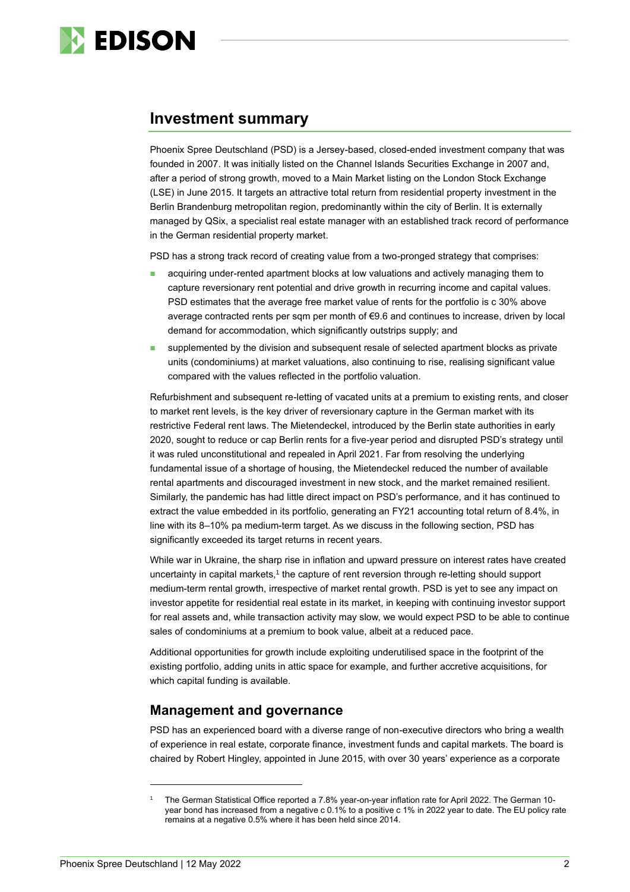## Investment summary

Phoenix Spree Deutschland (PSD) is a Jersey-based, closed-ended investment company that was founded in 2007. It was initially listed on the Channel Islands Securities Exchange in 2007 and, after a period of strong growth, moved to a Main Market listing on the London Stock Exchange (LSE) in June 2015. It targets an attractive total return from residential property investment in the Berlin Brandenburg metropolitan region, predominantly within the city of Berlin. It is externally managed by QSix, a specialist real estate manager with an established track record of performance in the German residential property market.

PSD has a strong track record of creating value from a two-pronged strategy that comprises:

- acquiring under-rented apartment blocks at low valuations and actively managing them to capture reversionary rent potential and drive growth in recurring income and capital values. PSD estimates that the average free market value of rents for the portfolio is c 30% above average contracted rents per sqm per month of €9.6 and continues to increase, driven by local demand for accommodation, which significantly outstrips supply; and
- supplemented by the division and subsequent resale of selected apartment blocks as private units (condominiums) at market valuations, also continuing to rise, realising significant value compared with the values reflected in the portfolio valuation.

Refurbishment and subsequent re-letting of vacated units at a premium to existing rents, and closer to market rent levels, is the key driver of reversionary capture in the German market with its restrictive Federal rent laws. The Mietendeckel, introduced by the Berlin state authorities in early 2020, sought to reduce or cap Berlin rents for a five-year period and disrupted PSD's strategy until it was ruled unconstitutional and repealed in April 2021. Far from resolving the underlying fundamental issue of a shortage of housing, the Mietendeckel reduced the number of available rental apartments and discouraged investment in new stock, and the market remained resilient. Similarly, the pandemic has had little direct impact on PSD's performance, and it has continued to extract the value embedded in its portfolio, generating an FY21 accounting total return of 8.4%, in line with its 8–10% pa medium-term target. As we discuss in the following section, PSD has significantly exceeded its target returns in recent years.

While war in Ukraine, the sharp rise in inflation and upward pressure on interest rates have created uncertainty in capital markets,[1] the capture of rent reversion through re-letting should support medium-term rental growth, irrespective of market rental growth. PSD is yet to see any impact on investor appetite for residential real estate in its market, in keeping with continuing investor support for real assets and, while transaction activity may slow, we would expect PSD to be able to continue sales of condominiums at a premium to book value, albeit at a reduced pace.

Additional opportunities for growth include exploiting underutilised space in the footprint of the existing portfolio, adding units in attic space for example, and further accretive acquisitions, for which capital funding is available.

### Management and governance

PSD has an experienced board with a diverse range of non-executive directors who bring a wealth of experience in real estate, corporate finance, investment funds and capital markets. The board is chaired by Robert Hingley, appointed in June 2015, with over 30 years' experience as a corporate

[1] The German Statistical Office reported a 7.8% year-on-year inflation rate for April 2022. The German 10-year bond has increased from a negative c 0.1% to a positive c 1% in 2022 year to date. The EU policy rate remains at a negative 0.5% where it has been held since 2014.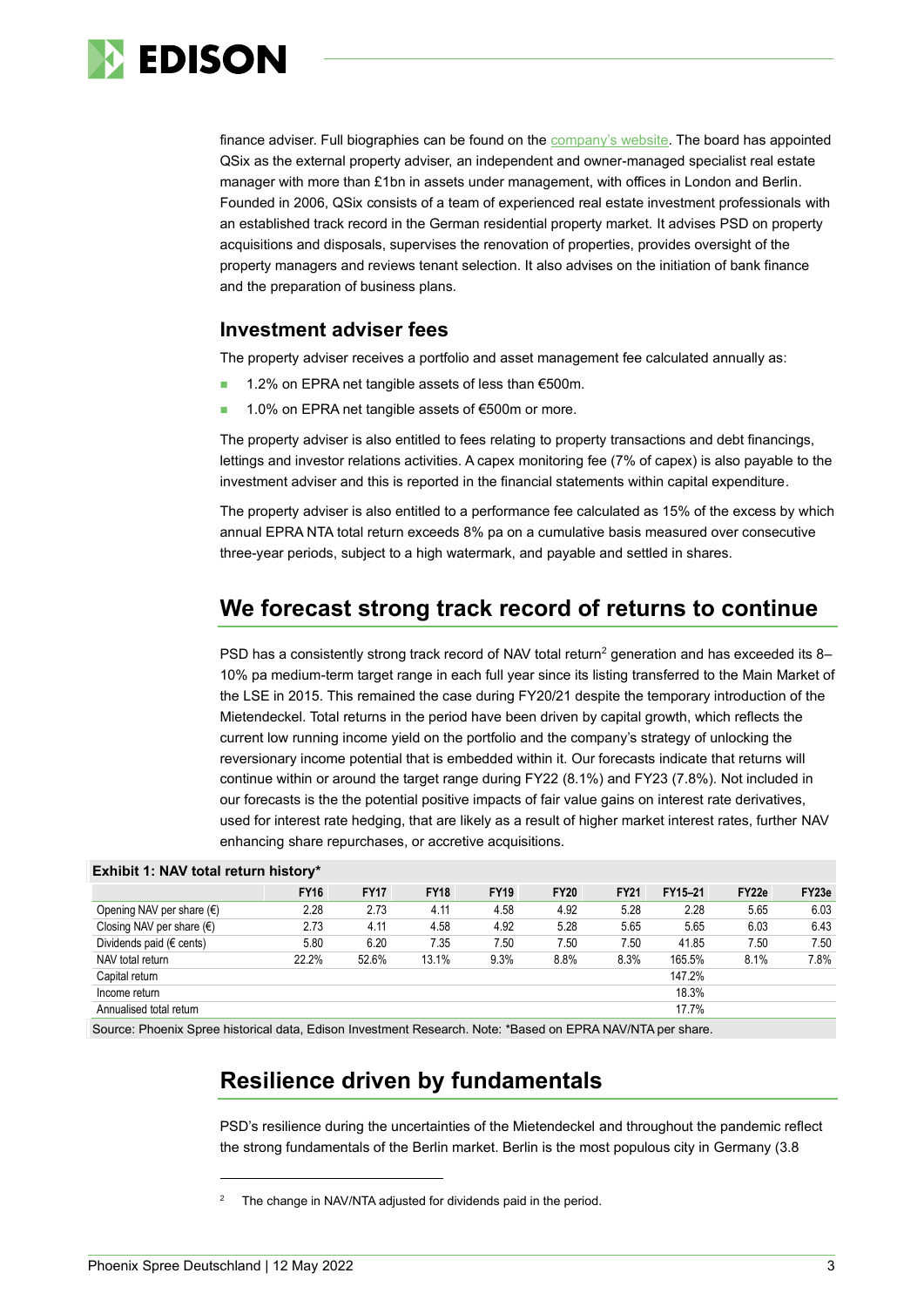finance adviser. Full biographies can be found on the [company's website](). The board has appointed QSix as the external property adviser, an independent and owner-managed specialist real estate manager with more than £1bn in assets under management, with offices in London and Berlin. Founded in 2006, QSix consists of a team of experienced real estate investment professionals with an established track record in the German residential property market. It advises PSD on property acquisitions and disposals, supervises the renovation of properties, provides oversight of the property managers and reviews tenant selection. It also advises on the initiation of bank finance and the preparation of business plans.

### Investment adviser fees

The property adviser receives a portfolio and asset management fee calculated annually as:

- 1.2% on EPRA net tangible assets of less than €500m.
- 1.0% on EPRA net tangible assets of €500m or more.

The property adviser is also entitled to fees relating to property transactions and debt financings, lettings and investor relations activities. A capex monitoring fee (7% of capex) is also payable to the investment adviser and this is reported in the financial statements within capital expenditure.

The property adviser is also entitled to a performance fee calculated as 15% of the excess by which annual EPRA NTA total return exceeds 8% pa on a cumulative basis measured over consecutive three-year periods, subject to a high watermark, and payable and settled in shares.

## We forecast strong track record of returns to continue

PSD has a consistently strong track record of NAV total return[2] generation and has exceeded its 8–10% pa medium-term target range in each full year since its listing transferred to the Main Market of the LSE in 2015. This remained the case during FY20/21 despite the temporary introduction of the Mietendeckel. Total returns in the period have been driven by capital growth, which reflects the current low running income yield on the portfolio and the company's strategy of unlocking the reversionary income potential that is embedded within it. Our forecasts indicate that returns will continue within or around the target range during FY22 (8.1%) and FY23 (7.8%). Not included in our forecasts is the the potential positive impacts of fair value gains on interest rate derivatives, used for interest rate hedging, that are likely as a result of higher market interest rates, further NAV enhancing share repurchases, or accretive acquisitions.

**Exhibit 1: NAV total return history***

| | FY16 | FY17 | FY18 | FY19 | FY20 | FY21 | FY15–21 | FY22e | FY23e |
|---|---|---|---|---|---|---|---|---|---|
| Opening NAV per share (€) | 2.28 | 2.73 | 4.11 | 4.58 | 4.92 | 5.28 | 2.28 | 5.65 | 6.03 |
| Closing NAV per share (€) | 2.73 | 4.11 | 4.58 | 4.92 | 5.28 | 5.65 | 5.65 | 6.03 | 6.43 |
| Dividends paid (€ cents) | 5.80 | 6.20 | 7.35 | 7.50 | 7.50 | 7.50 | 41.85 | 7.50 | 7.50 |
| NAV total return | 22.2% | 52.6% | 13.1% | 9.3% | 8.8% | 8.3% | 165.5% | 8.1% | 7.8% |
| Capital return | | | | | | | 147.2% | | |
| Income return | | | | | | | 18.3% | | |
| Annualised total return | | | | | | | 17.7% | | |

Source: Phoenix Spree historical data, Edison Investment Research. Note: *Based on EPRA NAV/NTA per share.

## Resilience driven by fundamentals

PSD's resilience during the uncertainties of the Mietendeckel and throughout the pandemic reflect the strong fundamentals of the Berlin market. Berlin is the most populous city in Germany (3.8

[2] The change in NAV/NTA adjusted for dividends paid in the period.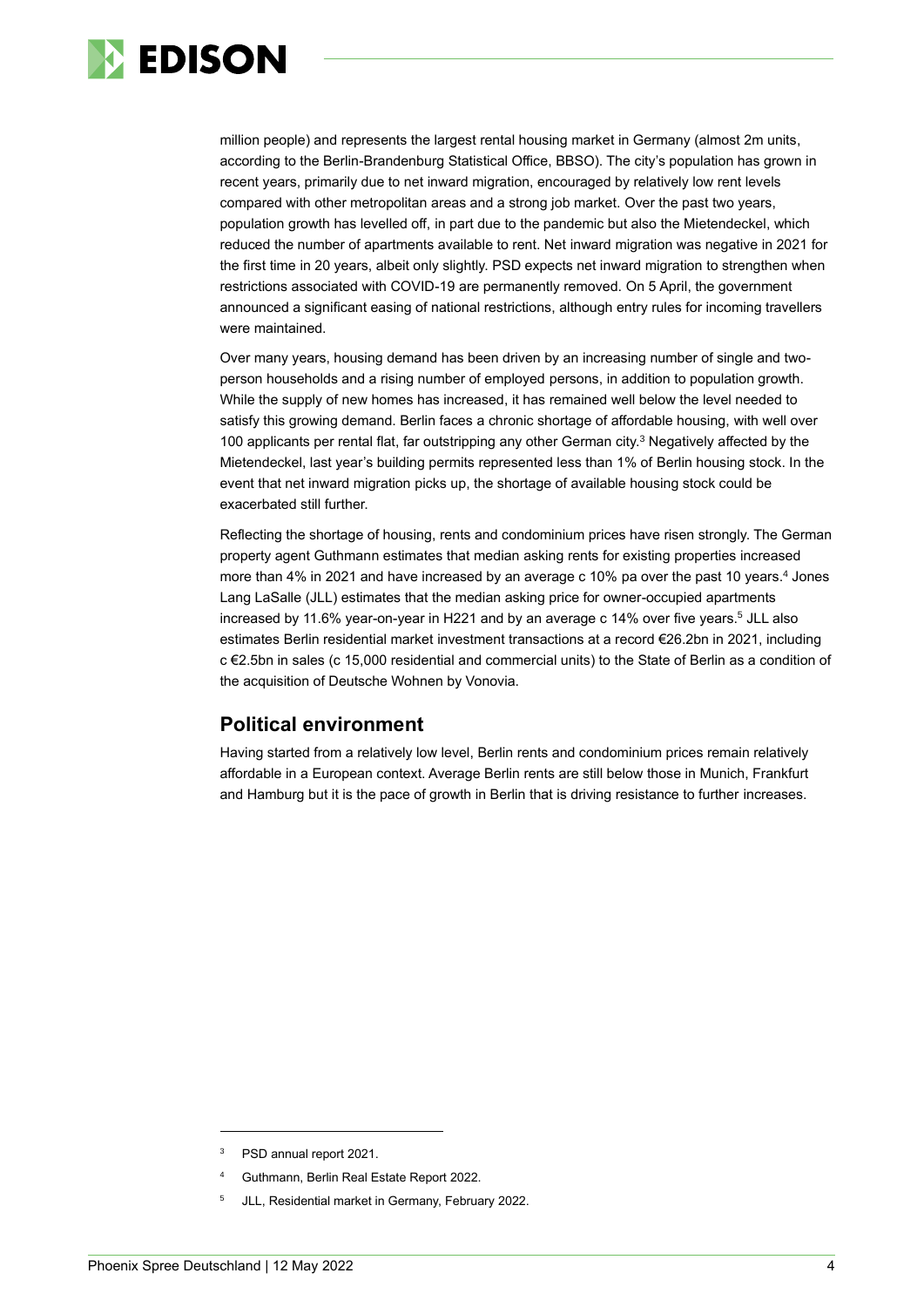million people) and represents the largest rental housing market in Germany (almost 2m units, according to the Berlin-Brandenburg Statistical Office, BBSO). The city's population has grown in recent years, primarily due to net inward migration, encouraged by relatively low rent levels compared with other metropolitan areas and a strong job market. Over the past two years, population growth has levelled off, in part due to the pandemic but also the Mietendeckel, which reduced the number of apartments available to rent. Net inward migration was negative in 2021 for the first time in 20 years, albeit only slightly. PSD expects net inward migration to strengthen when restrictions associated with COVID-19 are permanently removed. On 5 April, the government announced a significant easing of national restrictions, although entry rules for incoming travellers were maintained.

Over many years, housing demand has been driven by an increasing number of single and two-person households and a rising number of employed persons, in addition to population growth. While the supply of new homes has increased, it has remained well below the level needed to satisfy this growing demand. Berlin faces a chronic shortage of affordable housing, with well over 100 applicants per rental flat, far outstripping any other German city.[3] Negatively affected by the Mietendeckel, last year's building permits represented less than 1% of Berlin housing stock. In the event that net inward migration picks up, the shortage of available housing stock could be exacerbated still further.

Reflecting the shortage of housing, rents and condominium prices have risen strongly. The German property agent Guthmann estimates that median asking rents for existing properties increased more than 4% in 2021 and have increased by an average c 10% pa over the past 10 years.[4] Jones Lang LaSalle (JLL) estimates that the median asking price for owner-occupied apartments increased by 11.6% year-on-year in H221 and by an average c 14% over five years.[5] JLL also estimates Berlin residential market investment transactions at a record €26.2bn in 2021, including c €2.5bn in sales (c 15,000 residential and commercial units) to the State of Berlin as a condition of the acquisition of Deutsche Wohnen by Vonovia.

## Political environment

Having started from a relatively low level, Berlin rents and condominium prices remain relatively affordable in a European context. Average Berlin rents are still below those in Munich, Frankfurt and Hamburg but it is the pace of growth in Berlin that is driving resistance to further increases.

---

[3] PSD annual report 2021.

[4] Guthmann, Berlin Real Estate Report 2022.

[5] JLL, Residential market in Germany, February 2022.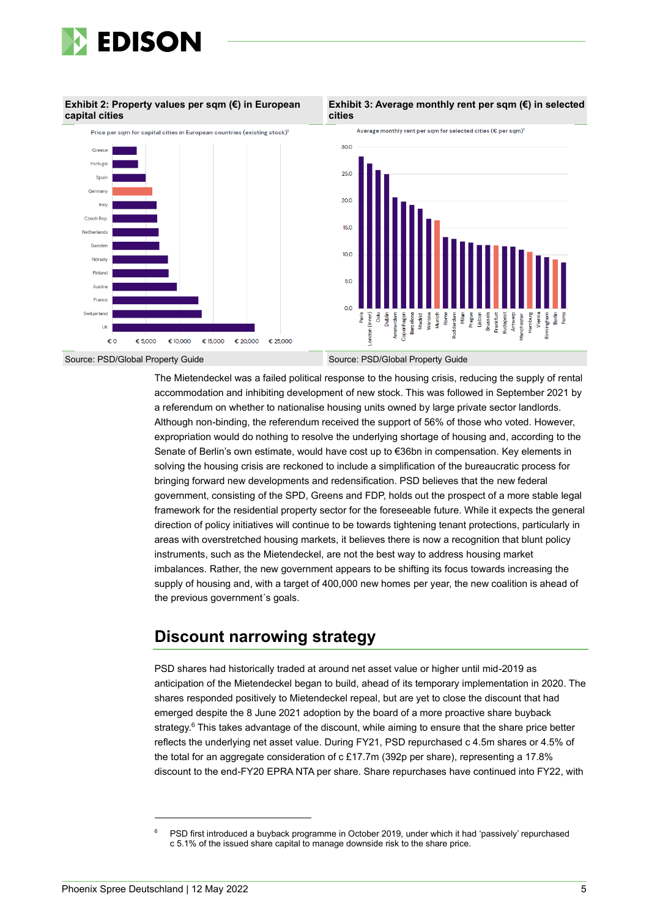**Exhibit 2: Property values per sqm (€) in European capital cities**

Source: PSD/Global Property Guide

**Exhibit 3: Average monthly rent per sqm (€) in selected cities**

Source: PSD/Global Property Guide

The Mietendeckel was a failed political response to the housing crisis, reducing the supply of rental accommodation and inhibiting development of new stock. This was followed in September 2021 by a referendum on whether to nationalise housing units owned by large private sector landlords. Although non-binding, the referendum received the support of 56% of those who voted. However, expropriation would do nothing to resolve the underlying shortage of housing and, according to the Senate of Berlin's own estimate, would have cost up to €36bn in compensation. Key elements in solving the housing crisis are reckoned to include a simplification of the bureaucratic process for bringing forward new developments and redensification. PSD believes that the new federal government, consisting of the SPD, Greens and FDP, holds out the prospect of a more stable legal framework for the residential property sector for the foreseeable future. While it expects the general direction of policy initiatives will continue to be towards tightening tenant protections, particularly in areas with overstretched housing markets, it believes there is now a recognition that blunt policy instruments, such as the Mietendeckel, are not the best way to address housing market imbalances. Rather, the new government appears to be shifting its focus towards increasing the supply of housing and, with a target of 400,000 new homes per year, the new coalition is ahead of the previous government´s goals.

## Discount narrowing strategy

PSD shares had historically traded at around net asset value or higher until mid-2019 as anticipation of the Mietendeckel began to build, ahead of its temporary implementation in 2020. The shares responded positively to Mietendeckel repeal, but are yet to close the discount that had emerged despite the 8 June 2021 adoption by the board of a more proactive share buyback strategy.[6] This takes advantage of the discount, while aiming to ensure that the share price better reflects the underlying net asset value. During FY21, PSD repurchased c 4.5m shares or 4.5% of the total for an aggregate consideration of c £17.7m (392p per share), representing a 17.8% discount to the end-FY20 EPRA NTA per share. Share repurchases have continued into FY22, with

[6] PSD first introduced a buyback programme in October 2019, under which it had 'passively' repurchased c 5.1% of the issued share capital to manage downside risk to the share price.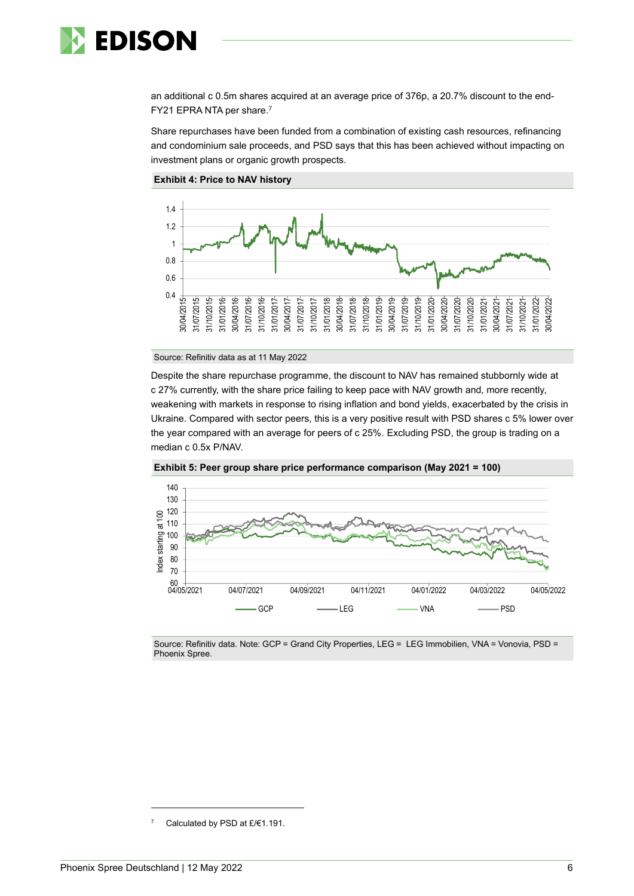an additional c 0.5m shares acquired at an average price of 376p, a 20.7% discount to the end-FY21 EPRA NTA per share.[7]

Share repurchases have been funded from a combination of existing cash resources, refinancing and condominium sale proceeds, and PSD says that this has been achieved without impacting on investment plans or organic growth prospects.

**Exhibit 4: Price to NAV history**

Source: Refinitiv data as at 11 May 2022

Despite the share repurchase programme, the discount to NAV has remained stubbornly wide at c 27% currently, with the share price failing to keep pace with NAV growth and, more recently, weakening with markets in response to rising inflation and bond yields, exacerbated by the crisis in Ukraine. Compared with sector peers, this is a very positive result with PSD shares c 5% lower over the year compared with an average for peers of c 25%. Excluding PSD, the group is trading on a median c 0.5x P/NAV.

**Exhibit 5: Peer group share price performance comparison (May 2021 = 100)**

Source: Refinitiv data. Note: GCP = Grand City Properties, LEG = LEG Immobilien, VNA = Vonovia, PSD = Phoenix Spree.

---

[7] Calculated by PSD at £/€1.191.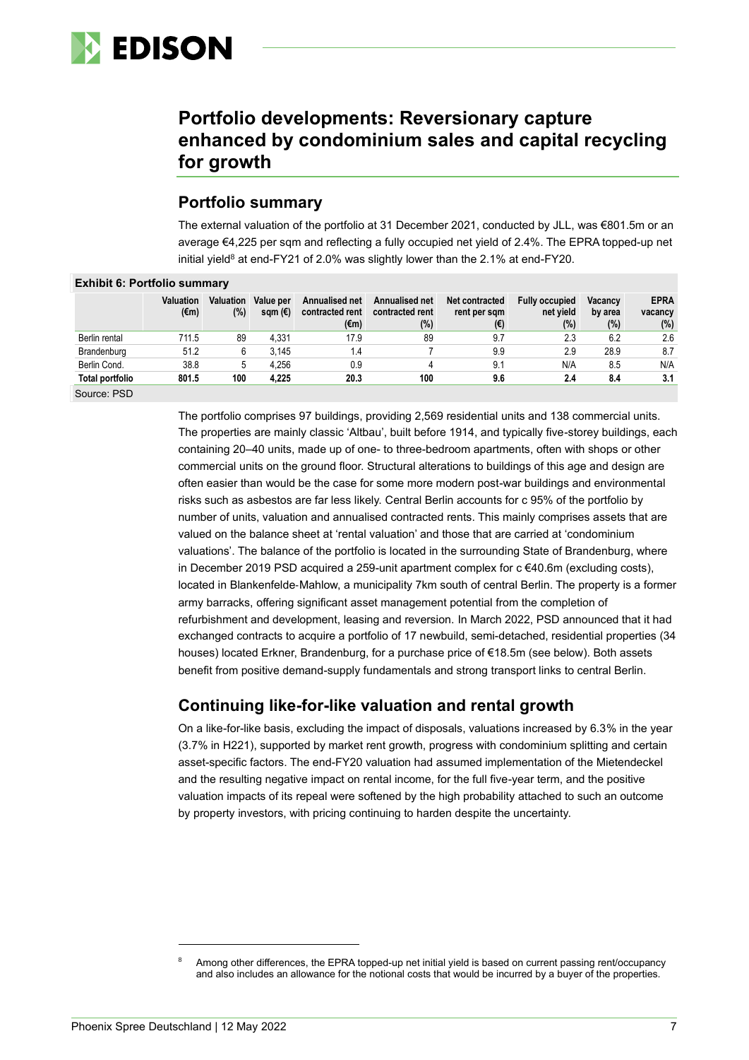## Portfolio developments: Reversionary capture enhanced by condominium sales and capital recycling for growth

### Portfolio summary

The external valuation of the portfolio at 31 December 2021, conducted by JLL, was €801.5m or an average €4,225 per sqm and reflecting a fully occupied net yield of 2.4%. The EPRA topped-up net initial yield[8] at end-FY21 of 2.0% was slightly lower than the 2.1% at end-FY20.

**Exhibit 6: Portfolio summary**

| | Valuation (€m) | Valuation (%) | Value per sqm (€) | Annualised net contracted rent (€m) | Annualised net contracted rent (%) | Net contracted rent per sqm (€) | Fully occupied net yield (%) | Vacancy by area (%) | EPRA vacancy (%) |
|---|---|---|---|---|---|---|---|---|---|
| Berlin rental | 711.5 | 89 | 4,331 | 17.9 | 89 | 9.7 | 2.3 | 6.2 | 2.6 |
| Brandenburg | 51.2 | 6 | 3,145 | 1.4 | 7 | 9.9 | 2.9 | 28.9 | 8.7 |
| Berlin Cond. | 38.8 | 5 | 4,256 | 0.9 | 4 | 9.1 | N/A | 8.5 | N/A |
| **Total portfolio** | **801.5** | **100** | **4,225** | **20.3** | **100** | **9.6** | **2.4** | **8.4** | **3.1** |

Source: PSD

The portfolio comprises 97 buildings, providing 2,569 residential units and 138 commercial units. The properties are mainly classic 'Altbau', built before 1914, and typically five-storey buildings, each containing 20–40 units, made up of one- to three-bedroom apartments, often with shops or other commercial units on the ground floor. Structural alterations to buildings of this age and design are often easier than would be the case for some more modern post-war buildings and environmental risks such as asbestos are far less likely. Central Berlin accounts for c 95% of the portfolio by number of units, valuation and annualised contracted rents. This mainly comprises assets that are valued on the balance sheet at 'rental valuation' and those that are carried at 'condominium valuations'. The balance of the portfolio is located in the surrounding State of Brandenburg, where in December 2019 PSD acquired a 259-unit apartment complex for c €40.6m (excluding costs), located in Blankenfelde-Mahlow, a municipality 7km south of central Berlin. The property is a former army barracks, offering significant asset management potential from the completion of refurbishment and development, leasing and reversion. In March 2022, PSD announced that it had exchanged contracts to acquire a portfolio of 17 newbuild, semi-detached, residential properties (34 houses) located Erkner, Brandenburg, for a purchase price of €18.5m (see below). Both assets benefit from positive demand-supply fundamentals and strong transport links to central Berlin.

### Continuing like-for-like valuation and rental growth

On a like-for-like basis, excluding the impact of disposals, valuations increased by 6.3% in the year (3.7% in H221), supported by market rent growth, progress with condominium splitting and certain asset-specific factors. The end-FY20 valuation had assumed implementation of the Mietendeckel and the resulting negative impact on rental income, for the full five-year term, and the positive valuation impacts of its repeal were softened by the high probability attached to such an outcome by property investors, with pricing continuing to harden despite the uncertainty.

[8] Among other differences, the EPRA topped-up net initial yield is based on current passing rent/occupancy and also includes an allowance for the notional costs that would be incurred by a buyer of the properties.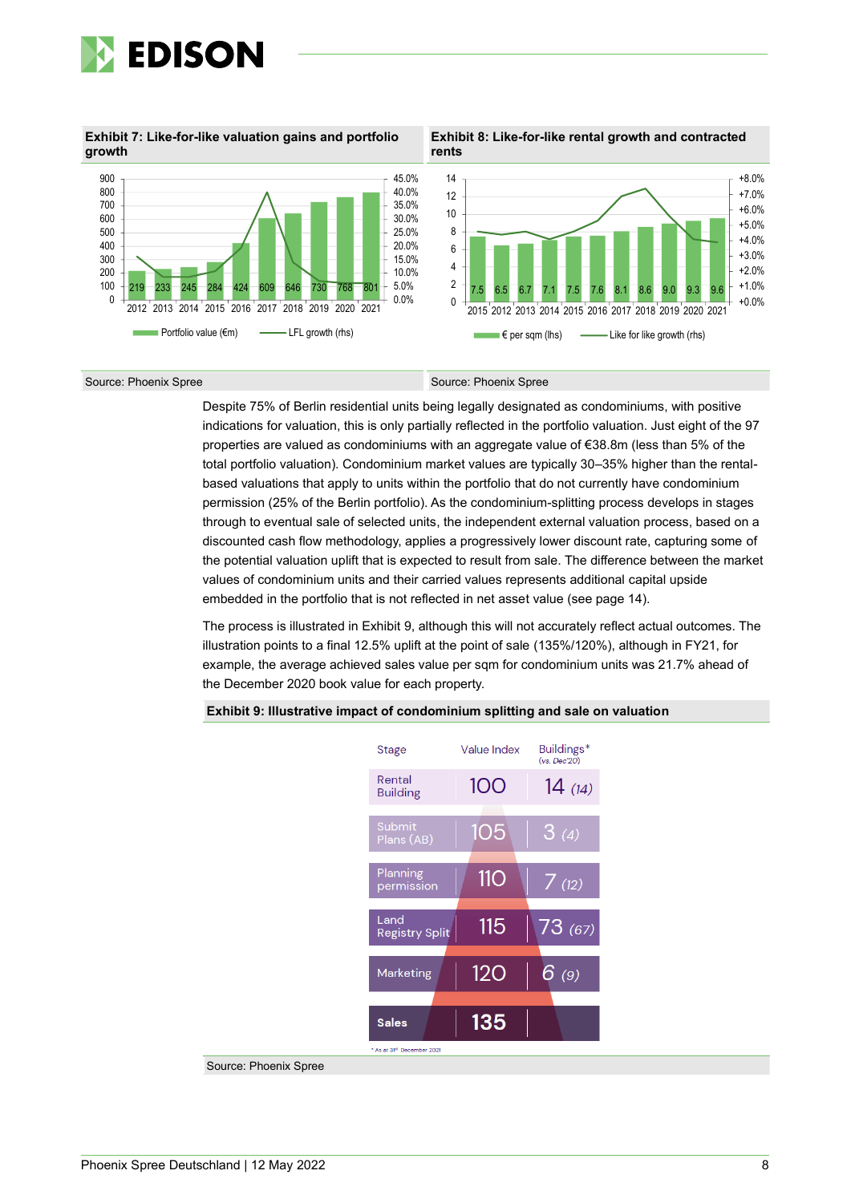**Exhibit 7: Like-for-like valuation gains and portfolio growth**

| Year | Portfolio value (€m) |
|---|---|
| 2012 | 219 |
| 2013 | 233 |
| 2014 | 245 |
| 2015 | 284 |
| 2016 | 424 |
| 2017 | 609 |
| 2018 | 646 |
| 2019 | 730 |
| 2020 | 768 |
| 2021 | 801 |

Portfolio value (€m) — LFL growth (rhs)

Source: Phoenix Spree

**Exhibit 8: Like-for-like rental growth and contracted rents**

| Year | € per sqm (lhs) |
|---|---|
| 2015 | 7.5 |
| 2012 | 6.5 |
| 2013 | 6.7 |
| 2014 | 7.1 |
| 2015 | 7.5 |
| 2016 | 7.6 |
| 2017 | 8.1 |
| 2018 | 8.6 |
| 2019 | 9.0 |
| 2020 | 9.3 |
| 2021 | 9.6 |

€ per sqm (lhs) — Like for like growth (rhs)

Source: Phoenix Spree

Despite 75% of Berlin residential units being legally designated as condominiums, with positive indications for valuation, this is only partially reflected in the portfolio valuation. Just eight of the 97 properties are valued as condominiums with an aggregate value of €38.8m (less than 5% of the total portfolio valuation). Condominium market values are typically 30–35% higher than the rental-based valuations that apply to units within the portfolio that do not currently have condominium permission (25% of the Berlin portfolio). As the condominium-splitting process develops in stages through to eventual sale of selected units, the independent external valuation process, based on a discounted cash flow methodology, applies a progressively lower discount rate, capturing some of the potential valuation uplift that is expected to result from sale. The difference between the market values of condominium units and their carried values represents additional capital upside embedded in the portfolio that is not reflected in net asset value (see page 14).

The process is illustrated in Exhibit 9, although this will not accurately reflect actual outcomes. The illustration points to a final 12.5% uplift at the point of sale (135%/120%), although in FY21, for example, the average achieved sales value per sqm for condominium units was 21.7% ahead of the December 2020 book value for each property.

**Exhibit 9: Illustrative impact of condominium splitting and sale on valuation**

| Stage | Value Index | Buildings* (vs. Dec'20) |
|---|---|---|
| Rental Building | 100 | 14 (14) |
| Submit Plans (AB) | 105 | 3 (4) |
| Planning permission | 110 | 7 (12) |
| Land Registry Split | 115 | 73 (67) |
| Marketing | 120 | 6 (9) |
| Sales | 135 | |

\* As at 31st December 2021

Source: Phoenix Spree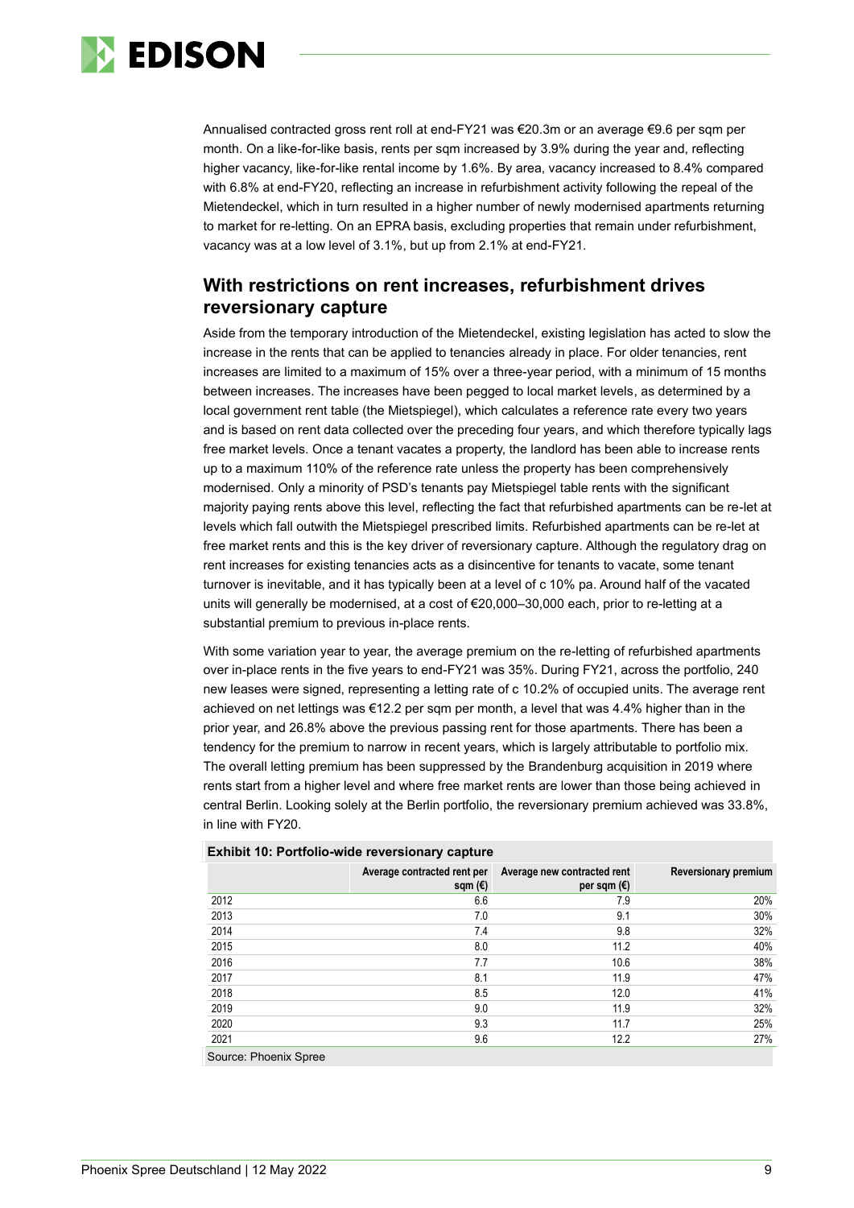Annualised contracted gross rent roll at end-FY21 was €20.3m or an average €9.6 per sqm per month. On a like-for-like basis, rents per sqm increased by 3.9% during the year and, reflecting higher vacancy, like-for-like rental income by 1.6%. By area, vacancy increased to 8.4% compared with 6.8% at end-FY20, reflecting an increase in refurbishment activity following the repeal of the Mietendeckel, which in turn resulted in a higher number of newly modernised apartments returning to market for re-letting. On an EPRA basis, excluding properties that remain under refurbishment, vacancy was at a low level of 3.1%, but up from 2.1% at end-FY21.

## With restrictions on rent increases, refurbishment drives reversionary capture

Aside from the temporary introduction of the Mietendeckel, existing legislation has acted to slow the increase in the rents that can be applied to tenancies already in place. For older tenancies, rent increases are limited to a maximum of 15% over a three-year period, with a minimum of 15 months between increases. The increases have been pegged to local market levels, as determined by a local government rent table (the Mietspiegel), which calculates a reference rate every two years and is based on rent data collected over the preceding four years, and which therefore typically lags free market levels. Once a tenant vacates a property, the landlord has been able to increase rents up to a maximum 110% of the reference rate unless the property has been comprehensively modernised. Only a minority of PSD's tenants pay Mietspiegel table rents with the significant majority paying rents above this level, reflecting the fact that refurbished apartments can be re-let at levels which fall outwith the Mietspiegel prescribed limits. Refurbished apartments can be re-let at free market rents and this is the key driver of reversionary capture. Although the regulatory drag on rent increases for existing tenancies acts as a disincentive for tenants to vacate, some tenant turnover is inevitable, and it has typically been at a level of c 10% pa. Around half of the vacated units will generally be modernised, at a cost of €20,000–30,000 each, prior to re-letting at a substantial premium to previous in-place rents.

With some variation year to year, the average premium on the re-letting of refurbished apartments over in-place rents in the five years to end-FY21 was 35%. During FY21, across the portfolio, 240 new leases were signed, representing a letting rate of c 10.2% of occupied units. The average rent achieved on net lettings was €12.2 per sqm per month, a level that was 4.4% higher than in the prior year, and 26.8% above the previous passing rent for those apartments. There has been a tendency for the premium to narrow in recent years, which is largely attributable to portfolio mix. The overall letting premium has been suppressed by the Brandenburg acquisition in 2019 where rents start from a higher level and where free market rents are lower than those being achieved in central Berlin. Looking solely at the Berlin portfolio, the reversionary premium achieved was 33.8%, in line with FY20.

**Exhibit 10: Portfolio-wide reversionary capture**

| | Average contracted rent per sqm (€) | Average new contracted rent per sqm (€) | Reversionary premium |
|---|---|---|---|
| 2012 | 6.6 | 7.9 | 20% |
| 2013 | 7.0 | 9.1 | 30% |
| 2014 | 7.4 | 9.8 | 32% |
| 2015 | 8.0 | 11.2 | 40% |
| 2016 | 7.7 | 10.6 | 38% |
| 2017 | 8.1 | 11.9 | 47% |
| 2018 | 8.5 | 12.0 | 41% |
| 2019 | 9.0 | 11.9 | 32% |
| 2020 | 9.3 | 11.7 | 25% |
| 2021 | 9.6 | 12.2 | 27% |

Source: Phoenix Spree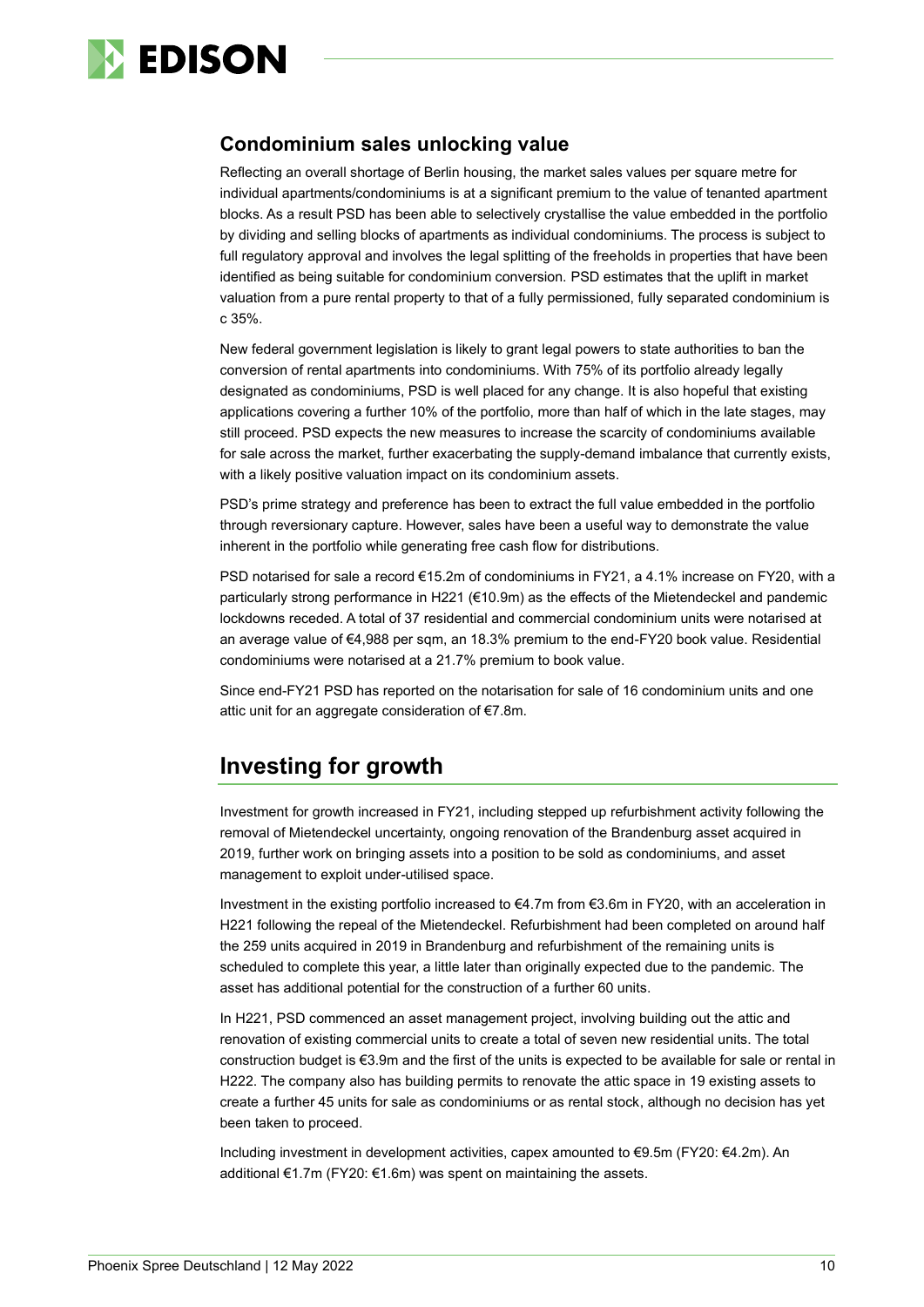## Condominium sales unlocking value

Reflecting an overall shortage of Berlin housing, the market sales values per square metre for individual apartments/condominiums is at a significant premium to the value of tenanted apartment blocks. As a result PSD has been able to selectively crystallise the value embedded in the portfolio by dividing and selling blocks of apartments as individual condominiums. The process is subject to full regulatory approval and involves the legal splitting of the freeholds in properties that have been identified as being suitable for condominium conversion. PSD estimates that the uplift in market valuation from a pure rental property to that of a fully permissioned, fully separated condominium is c 35%.

New federal government legislation is likely to grant legal powers to state authorities to ban the conversion of rental apartments into condominiums. With 75% of its portfolio already legally designated as condominiums, PSD is well placed for any change. It is also hopeful that existing applications covering a further 10% of the portfolio, more than half of which in the late stages, may still proceed. PSD expects the new measures to increase the scarcity of condominiums available for sale across the market, further exacerbating the supply-demand imbalance that currently exists, with a likely positive valuation impact on its condominium assets.

PSD's prime strategy and preference has been to extract the full value embedded in the portfolio through reversionary capture. However, sales have been a useful way to demonstrate the value inherent in the portfolio while generating free cash flow for distributions.

PSD notarised for sale a record €15.2m of condominiums in FY21, a 4.1% increase on FY20, with a particularly strong performance in H221 (€10.9m) as the effects of the Mietendeckel and pandemic lockdowns receded. A total of 37 residential and commercial condominium units were notarised at an average value of €4,988 per sqm, an 18.3% premium to the end-FY20 book value. Residential condominiums were notarised at a 21.7% premium to book value.

Since end-FY21 PSD has reported on the notarisation for sale of 16 condominium units and one attic unit for an aggregate consideration of €7.8m.

# Investing for growth

Investment for growth increased in FY21, including stepped up refurbishment activity following the removal of Mietendeckel uncertainty, ongoing renovation of the Brandenburg asset acquired in 2019, further work on bringing assets into a position to be sold as condominiums, and asset management to exploit under-utilised space.

Investment in the existing portfolio increased to €4.7m from €3.6m in FY20, with an acceleration in H221 following the repeal of the Mietendeckel. Refurbishment had been completed on around half the 259 units acquired in 2019 in Brandenburg and refurbishment of the remaining units is scheduled to complete this year, a little later than originally expected due to the pandemic. The asset has additional potential for the construction of a further 60 units.

In H221, PSD commenced an asset management project, involving building out the attic and renovation of existing commercial units to create a total of seven new residential units. The total construction budget is €3.9m and the first of the units is expected to be available for sale or rental in H222. The company also has building permits to renovate the attic space in 19 existing assets to create a further 45 units for sale as condominiums or as rental stock, although no decision has yet been taken to proceed.

Including investment in development activities, capex amounted to €9.5m (FY20: €4.2m). An additional €1.7m (FY20: €1.6m) was spent on maintaining the assets.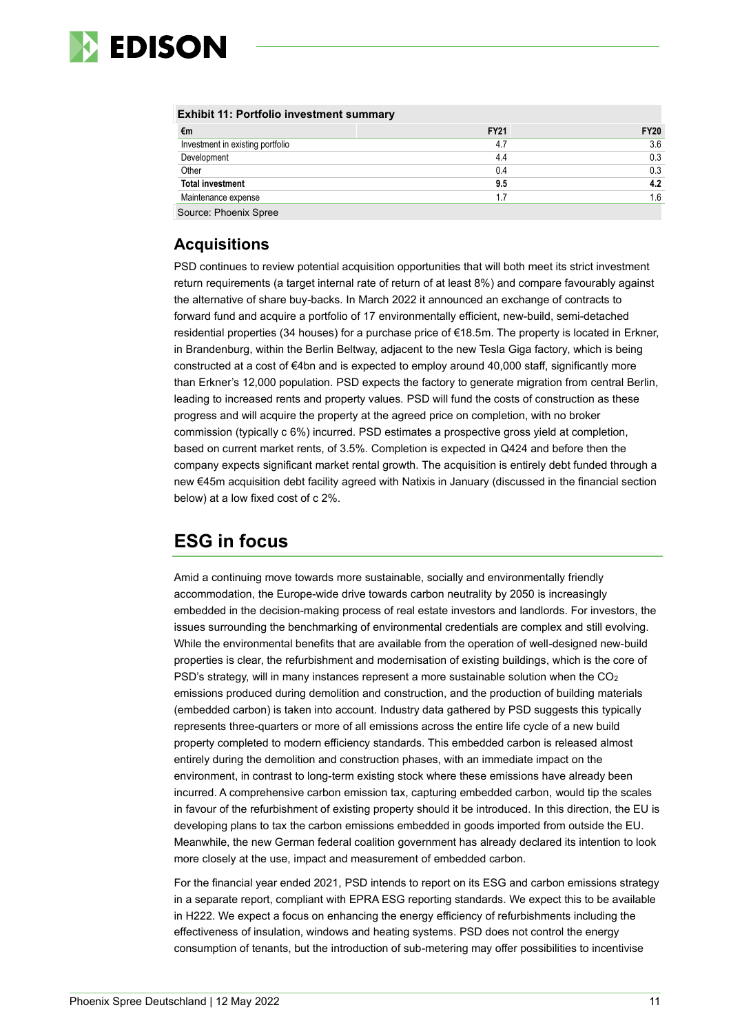**Exhibit 11: Portfolio investment summary**

| €m | FY21 | FY20 |
|---|---|---|
| Investment in existing portfolio | 4.7 | 3.6 |
| Development | 4.4 | 0.3 |
| Other | 0.4 | 0.3 |
| **Total investment** | **9.5** | **4.2** |
| Maintenance expense | 1.7 | 1.6 |

Source: Phoenix Spree

## Acquisitions

PSD continues to review potential acquisition opportunities that will both meet its strict investment return requirements (a target internal rate of return of at least 8%) and compare favourably against the alternative of share buy-backs. In March 2022 it announced an exchange of contracts to forward fund and acquire a portfolio of 17 environmentally efficient, new-build, semi-detached residential properties (34 houses) for a purchase price of €18.5m. The property is located in Erkner, in Brandenburg, within the Berlin Beltway, adjacent to the new Tesla Giga factory, which is being constructed at a cost of €4bn and is expected to employ around 40,000 staff, significantly more than Erkner's 12,000 population. PSD expects the factory to generate migration from central Berlin, leading to increased rents and property values. PSD will fund the costs of construction as these progress and will acquire the property at the agreed price on completion, with no broker commission (typically c 6%) incurred. PSD estimates a prospective gross yield at completion, based on current market rents, of 3.5%. Completion is expected in Q424 and before then the company expects significant market rental growth. The acquisition is entirely debt funded through a new €45m acquisition debt facility agreed with Natixis in January (discussed in the financial section below) at a low fixed cost of c 2%.

# ESG in focus

Amid a continuing move towards more sustainable, socially and environmentally friendly accommodation, the Europe-wide drive towards carbon neutrality by 2050 is increasingly embedded in the decision-making process of real estate investors and landlords. For investors, the issues surrounding the benchmarking of environmental credentials are complex and still evolving. While the environmental benefits that are available from the operation of well-designed new-build properties is clear, the refurbishment and modernisation of existing buildings, which is the core of PSD's strategy, will in many instances represent a more sustainable solution when the $CO_2$ emissions produced during demolition and construction, and the production of building materials (embedded carbon) is taken into account. Industry data gathered by PSD suggests this typically represents three-quarters or more of all emissions across the entire life cycle of a new build property completed to modern efficiency standards. This embedded carbon is released almost entirely during the demolition and construction phases, with an immediate impact on the environment, in contrast to long-term existing stock where these emissions have already been incurred. A comprehensive carbon emission tax, capturing embedded carbon, would tip the scales in favour of the refurbishment of existing property should it be introduced. In this direction, the EU is developing plans to tax the carbon emissions embedded in goods imported from outside the EU. Meanwhile, the new German federal coalition government has already declared its intention to look more closely at the use, impact and measurement of embedded carbon.

For the financial year ended 2021, PSD intends to report on its ESG and carbon emissions strategy in a separate report, compliant with EPRA ESG reporting standards. We expect this to be available in H222. We expect a focus on enhancing the energy efficiency of refurbishments including the effectiveness of insulation, windows and heating systems. PSD does not control the energy consumption of tenants, but the introduction of sub-metering may offer possibilities to incentivise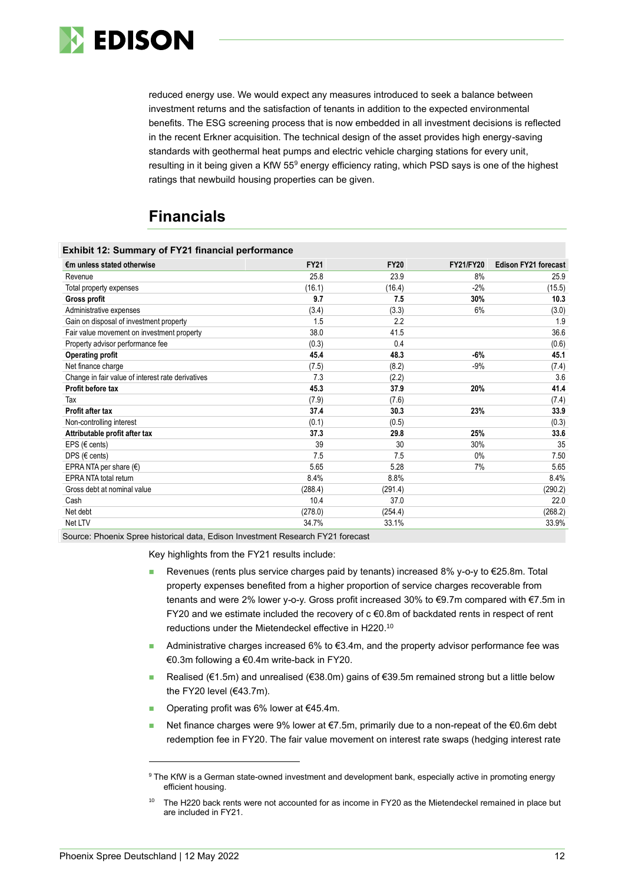reduced energy use. We would expect any measures introduced to seek a balance between investment returns and the satisfaction of tenants in addition to the expected environmental benefits. The ESG screening process that is now embedded in all investment decisions is reflected in the recent Erkner acquisition. The technical design of the asset provides high energy-saving standards with geothermal heat pumps and electric vehicle charging stations for every unit, resulting in it being given a KfW 55[9] energy efficiency rating, which PSD says is one of the highest ratings that newbuild housing properties can be given.

## Financials

**Exhibit 12: Summary of FY21 financial performance**

| €m unless stated otherwise | FY21 | FY20 | FY21/FY20 | Edison FY21 forecast |
|---|---|---|---|---|
| Revenue | 25.8 | 23.9 | 8% | 25.9 |
| Total property expenses | (16.1) | (16.4) | -2% | (15.5) |
| **Gross profit** | **9.7** | **7.5** | **30%** | **10.3** |
| Administrative expenses | (3.4) | (3.3) | 6% | (3.0) |
| Gain on disposal of investment property | 1.5 | 2.2 | | 1.9 |
| Fair value movement on investment property | 38.0 | 41.5 | | 36.6 |
| Property advisor performance fee | (0.3) | 0.4 | | (0.6) |
| **Operating profit** | **45.4** | **48.3** | **-6%** | **45.1** |
| Net finance charge | (7.5) | (8.2) | -9% | (7.4) |
| Change in fair value of interest rate derivatives | 7.3 | (2.2) | | 3.6 |
| **Profit before tax** | **45.3** | **37.9** | **20%** | **41.4** |
| Tax | (7.9) | (7.6) | | (7.4) |
| **Profit after tax** | **37.4** | **30.3** | **23%** | **33.9** |
| Non-controlling interest | (0.1) | (0.5) | | (0.3) |
| **Attributable profit after tax** | **37.3** | **29.8** | **25%** | **33.6** |
| EPS (€ cents) | 39 | 30 | 30% | 35 |
| DPS (€ cents) | 7.5 | 7.5 | 0% | 7.50 |
| EPRA NTA per share (€) | 5.65 | 5.28 | 7% | 5.65 |
| EPRA NTA total return | 8.4% | 8.8% | | 8.4% |
| Gross debt at nominal value | (288.4) | (291.4) | | (290.2) |
| Cash | 10.4 | 37.0 | | 22.0 |
| Net debt | (278.0) | (254.4) | | (268.2) |
| Net LTV | 34.7% | 33.1% | | 33.9% |

Source: Phoenix Spree historical data, Edison Investment Research FY21 forecast

Key highlights from the FY21 results include:

- Revenues (rents plus service charges paid by tenants) increased 8% y-o-y to €25.8m. Total property expenses benefited from a higher proportion of service charges recoverable from tenants and were 2% lower y-o-y. Gross profit increased 30% to €9.7m compared with €7.5m in FY20 and we estimate included the recovery of c €0.8m of backdated rents in respect of rent reductions under the Mietendeckel effective in H220.[10]
- Administrative charges increased 6% to €3.4m, and the property advisor performance fee was €0.3m following a €0.4m write-back in FY20.
- Realised (€1.5m) and unrealised (€38.0m) gains of €39.5m remained strong but a little below the FY20 level (€43.7m).
- Operating profit was 6% lower at €45.4m.
- Net finance charges were 9% lower at €7.5m, primarily due to a non-repeat of the €0.6m debt redemption fee in FY20. The fair value movement on interest rate swaps (hedging interest rate

[9] The KfW is a German state-owned investment and development bank, especially active in promoting energy efficient housing.

[10] The H220 back rents were not accounted for as income in FY20 as the Mietendeckel remained in place but are included in FY21.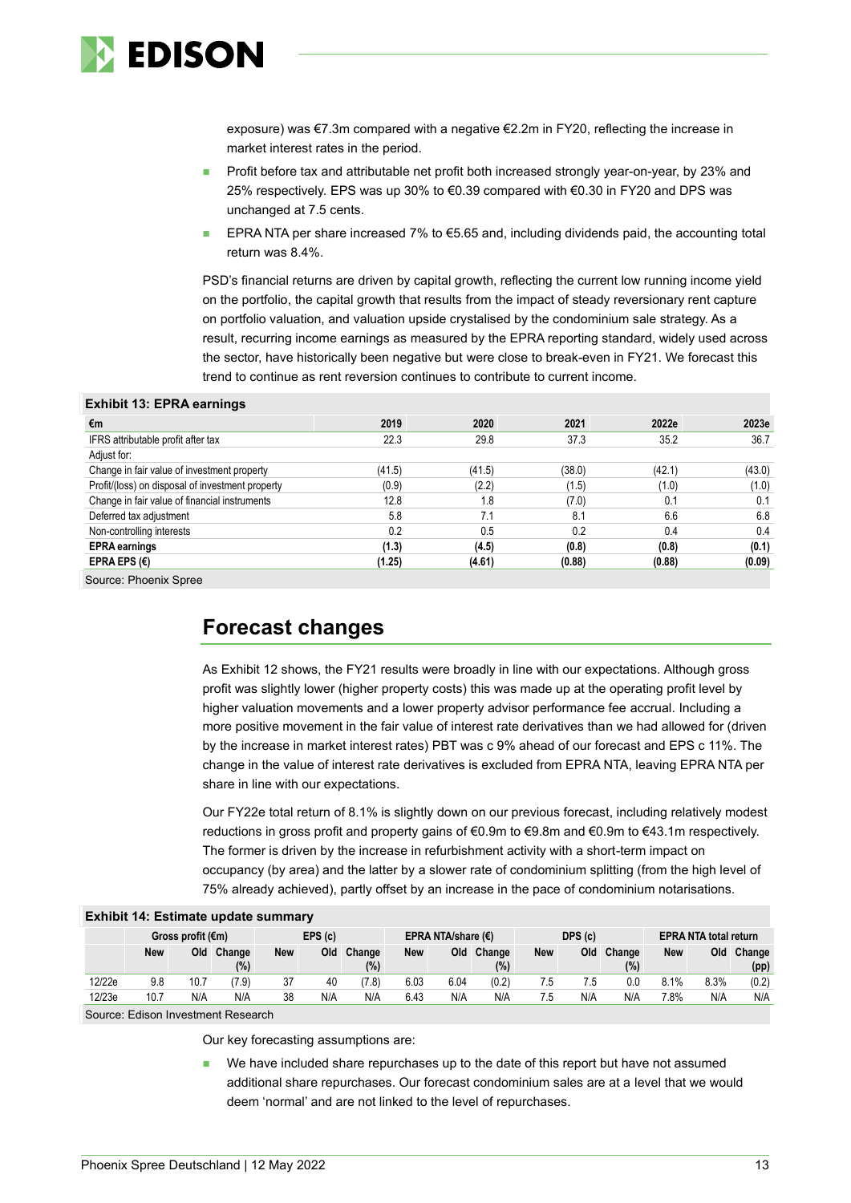exposure) was €7.3m compared with a negative €2.2m in FY20, reflecting the increase in market interest rates in the period.

- Profit before tax and attributable net profit both increased strongly year-on-year, by 23% and 25% respectively. EPS was up 30% to €0.39 compared with €0.30 in FY20 and DPS was unchanged at 7.5 cents.
- EPRA NTA per share increased 7% to €5.65 and, including dividends paid, the accounting total return was 8.4%.

PSD's financial returns are driven by capital growth, reflecting the current low running income yield on the portfolio, the capital growth that results from the impact of steady reversionary rent capture on portfolio valuation, and valuation upside crystalised by the condominium sale strategy. As a result, recurring income earnings as measured by the EPRA reporting standard, widely used across the sector, have historically been negative but were close to break-even in FY21. We forecast this trend to continue as rent reversion continues to contribute to current income.

**Exhibit 13: EPRA earnings**

| €m | 2019 | 2020 | 2021 | 2022e | 2023e |
|---|---|---|---|---|---|
| IFRS attributable profit after tax | 22.3 | 29.8 | 37.3 | 35.2 | 36.7 |
| Adjust for: | | | | | |
| Change in fair value of investment property | (41.5) | (41.5) | (38.0) | (42.1) | (43.0) |
| Profit/(loss) on disposal of investment property | (0.9) | (2.2) | (1.5) | (1.0) | (1.0) |
| Change in fair value of financial instruments | 12.8 | 1.8 | (7.0) | 0.1 | 0.1 |
| Deferred tax adjustment | 5.8 | 7.1 | 8.1 | 6.6 | 6.8 |
| Non-controlling interests | 0.2 | 0.5 | 0.2 | 0.4 | 0.4 |
| **EPRA earnings** | **(1.3)** | **(4.5)** | **(0.8)** | **(0.8)** | **(0.1)** |
| **EPRA EPS (€)** | **(1.25)** | **(4.61)** | **(0.88)** | **(0.88)** | **(0.09)** |

Source: Phoenix Spree

## Forecast changes

As Exhibit 12 shows, the FY21 results were broadly in line with our expectations. Although gross profit was slightly lower (higher property costs) this was made up at the operating profit level by higher valuation movements and a lower property advisor performance fee accrual. Including a more positive movement in the fair value of interest rate derivatives than we had allowed for (driven by the increase in market interest rates) PBT was c 9% ahead of our forecast and EPS c 11%. The change in the value of interest rate derivatives is excluded from EPRA NTA, leaving EPRA NTA per share in line with our expectations.

Our FY22e total return of 8.1% is slightly down on our previous forecast, including relatively modest reductions in gross profit and property gains of €0.9m to €9.8m and €0.9m to €43.1m respectively. The former is driven by the increase in refurbishment activity with a short-term impact on occupancy (by area) and the latter by a slower rate of condominium splitting (from the high level of 75% already achieved), partly offset by an increase in the pace of condominium notarisations.

**Exhibit 14: Estimate update summary**

| | Gross profit (€m) | | | EPS (c) | | | EPRA NTA/share (€) | | | DPS (c) | | | EPRA NTA total return | | |
|---|---|---|---|---|---|---|---|---|---|---|---|---|---|---|---|
| | New | Old | Change (%) | New | Old | Change (%) | New | Old | Change (%) | New | Old | Change (%) | New | Old | Change (pp) |
| 12/22e | 9.8 | 10.7 | (7.9) | 37 | 40 | (7.8) | 6.03 | 6.04 | (0.2) | 7.5 | 7.5 | 0.0 | 8.1% | 8.3% | (0.2) |
| 12/23e | 10.7 | N/A | N/A | 38 | N/A | N/A | 6.43 | N/A | N/A | 7.5 | N/A | N/A | 7.8% | N/A | N/A |

Source: Edison Investment Research

Our key forecasting assumptions are:

- We have included share repurchases up to the date of this report but have not assumed additional share repurchases. Our forecast condominium sales are at a level that we would deem 'normal' and are not linked to the level of repurchases.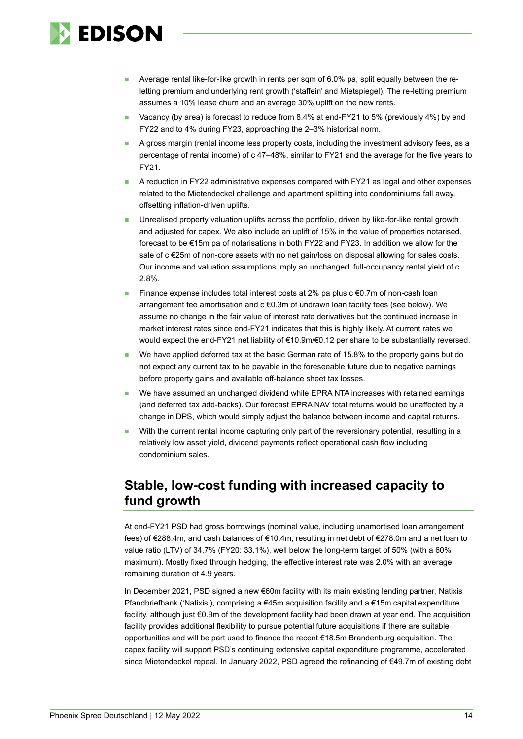- Average rental like-for-like growth in rents per sqm of 6.0% pa, split equally between the re-letting premium and underlying rent growth ('staffein' and Mietspiegel). The re-letting premium assumes a 10% lease churn and an average 30% uplift on the new rents.
- Vacancy (by area) is forecast to reduce from 8.4% at end-FY21 to 5% (previously 4%) by end FY22 and to 4% during FY23, approaching the 2–3% historical norm.
- A gross margin (rental income less property costs, including the investment advisory fees, as a percentage of rental income) of c 47–48%, similar to FY21 and the average for the five years to FY21.
- A reduction in FY22 administrative expenses compared with FY21 as legal and other expenses related to the Mietendeckel challenge and apartment splitting into condominiums fall away, offsetting inflation-driven uplifts.
- Unrealised property valuation uplifts across the portfolio, driven by like-for-like rental growth and adjusted for capex. We also include an uplift of 15% in the value of properties notarised, forecast to be €15m pa of notarisations in both FY22 and FY23. In addition we allow for the sale of c €25m of non-core assets with no net gain/loss on disposal allowing for sales costs. Our income and valuation assumptions imply an unchanged, full-occupancy rental yield of c 2.8%.
- Finance expense includes total interest costs at 2% pa plus c €0.7m of non-cash loan arrangement fee amortisation and c €0.3m of undrawn loan facility fees (see below). We assume no change in the fair value of interest rate derivatives but the continued increase in market interest rates since end-FY21 indicates that this is highly likely. At current rates we would expect the end-FY21 net liability of €10.9m/€0.12 per share to be substantially reversed.
- We have applied deferred tax at the basic German rate of 15.8% to the property gains but do not expect any current tax to be payable in the foreseeable future due to negative earnings before property gains and available off-balance sheet tax losses.
- We have assumed an unchanged dividend while EPRA NTA increases with retained earnings (and deferred tax add-backs). Our forecast EPRA NAV total returns would be unaffected by a change in DPS, which would simply adjust the balance between income and capital returns.
- With the current rental income capturing only part of the reversionary potential, resulting in a relatively low asset yield, dividend payments reflect operational cash flow including condominium sales.

## Stable, low-cost funding with increased capacity to fund growth

At end-FY21 PSD had gross borrowings (nominal value, including unamortised loan arrangement fees) of €288.4m, and cash balances of €10.4m, resulting in net debt of €278.0m and a net loan to value ratio (LTV) of 34.7% (FY20: 33.1%), well below the long-term target of 50% (with a 60% maximum). Mostly fixed through hedging, the effective interest rate was 2.0% with an average remaining duration of 4.9 years.

In December 2021, PSD signed a new €60m facility with its main existing lending partner, Natixis Pfandbriefbank ('Natixis'), comprising a €45m acquisition facility and a €15m capital expenditure facility, although just €0.9m of the development facility had been drawn at year end. The acquisition facility provides additional flexibility to pursue potential future acquisitions if there are suitable opportunities and will be part used to finance the recent €18.5m Brandenburg acquisition. The capex facility will support PSD's continuing extensive capital expenditure programme, accelerated since Mietendeckel repeal. In January 2022, PSD agreed the refinancing of €49.7m of existing debt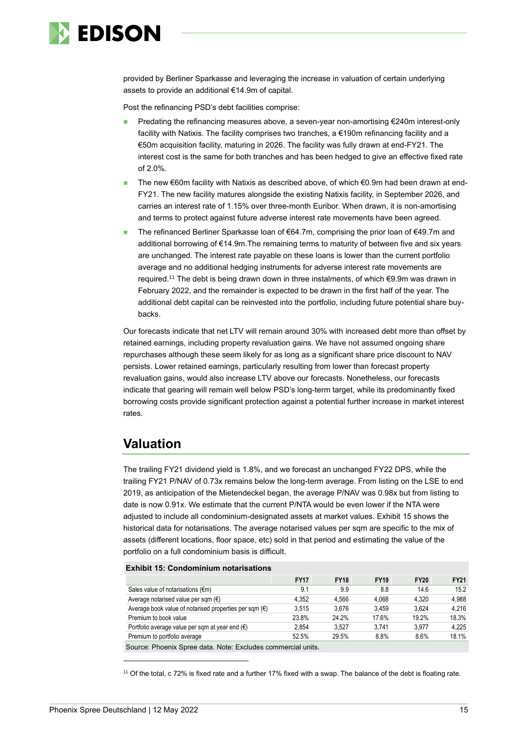provided by Berliner Sparkasse and leveraging the increase in valuation of certain underlying assets to provide an additional €14.9m of capital.

Post the refinancing PSD's debt facilities comprise:

- Predating the refinancing measures above, a seven-year non-amortising €240m interest-only facility with Natixis. The facility comprises two tranches, a €190m refinancing facility and a €50m acquisition facility, maturing in 2026. The facility was fully drawn at end-FY21. The interest cost is the same for both tranches and has been hedged to give an effective fixed rate of 2.0%.
- The new €60m facility with Natixis as described above, of which €0.9m had been drawn at end-FY21. The new facility matures alongside the existing Natixis facility, in September 2026, and carries an interest rate of 1.15% over three-month Euribor. When drawn, it is non-amortising and terms to protect against future adverse interest rate movements have been agreed.
- The refinanced Berliner Sparkasse loan of €64.7m, comprising the prior loan of €49.7m and additional borrowing of €14.9m.The remaining terms to maturity of between five and six years are unchanged. The interest rate payable on these loans is lower than the current portfolio average and no additional hedging instruments for adverse interest rate movements are required.[11] The debt is being drawn down in three instalments, of which €9.9m was drawn in February 2022, and the remainder is expected to be drawn in the first half of the year. The additional debt capital can be reinvested into the portfolio, including future potential share buy-backs.

Our forecasts indicate that net LTV will remain around 30% with increased debt more than offset by retained earnings, including property revaluation gains. We have not assumed ongoing share repurchases although these seem likely for as long as a significant share price discount to NAV persists. Lower retained earnings, particularly resulting from lower than forecast property revaluation gains, would also increase LTV above our forecasts. Nonetheless, our forecasts indicate that gearing will remain well below PSD's long-term target, while its predominantly fixed borrowing costs provide significant protection against a potential further increase in market interest rates.

## Valuation

The trailing FY21 dividend yield is 1.8%, and we forecast an unchanged FY22 DPS, while the trailing FY21 P/NAV of 0.73x remains below the long-term average. From listing on the LSE to end 2019, as anticipation of the Mietendeckel began, the average P/NAV was 0.98x but from listing to date is now 0.91x. We estimate that the current P/NTA would be even lower if the NTA were adjusted to include all condominium-designated assets at market values. Exhibit 15 shows the historical data for notarisations. The average notarised values per sqm are specific to the mix of assets (different locations, floor space, etc) sold in that period and estimating the value of the portfolio on a full condominium basis is difficult.

**Exhibit 15: Condominium notarisations**

| | FY17 | FY18 | FY19 | FY20 | FY21 |
|---|---|---|---|---|---|
| Sales value of notarisations (€m) | 9.1 | 9.9 | 8.8 | 14.6 | 15.2 |
| Average notarised value per sqm (€) | 4,352 | 4,566 | 4,068 | 4,320 | 4,988 |
| Average book value of notarised properties per sqm (€) | 3,515 | 3,676 | 3,459 | 3,624 | 4,216 |
| Premium to book value | 23.8% | 24.2% | 17.6% | 19.2% | 18.3% |
| Portfolio average value per sqm at year end (€) | 2,854 | 3,527 | 3,741 | 3,977 | 4,225 |
| Premium to portfolio average | 52.5% | 29.5% | 8.8% | 8.6% | 18.1% |

Source: Phoenix Spree data. Note: Excludes commercial units.

[11] Of the total, c 72% is fixed rate and a further 17% fixed with a swap. The balance of the debt is floating rate.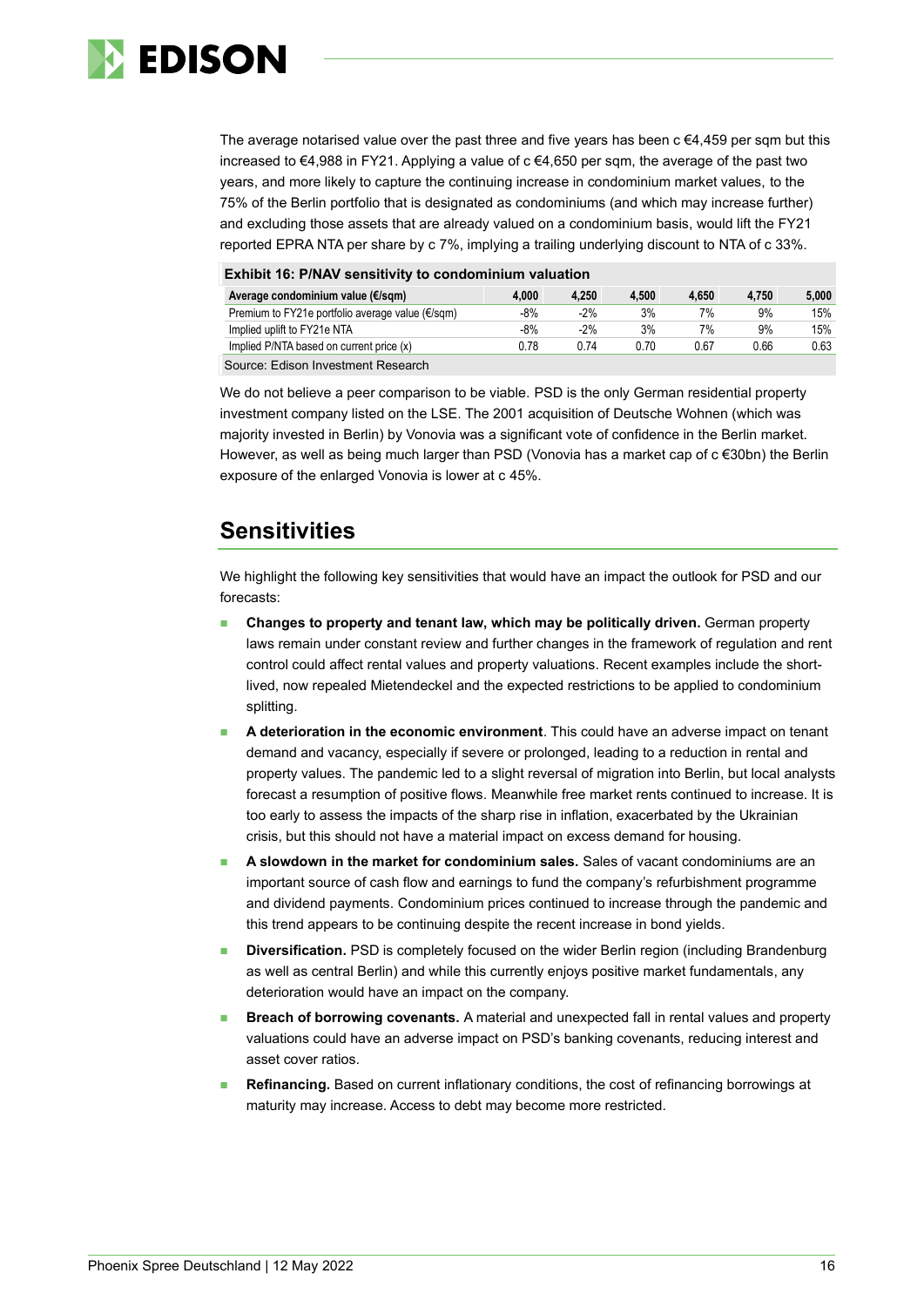The average notarised value over the past three and five years has been c €4,459 per sqm but this increased to €4,988 in FY21. Applying a value of c €4,650 per sqm, the average of the past two years, and more likely to capture the continuing increase in condominium market values, to the 75% of the Berlin portfolio that is designated as condominiums (and which may increase further) and excluding those assets that are already valued on a condominium basis, would lift the FY21 reported EPRA NTA per share by c 7%, implying a trailing underlying discount to NTA of c 33%.

**Exhibit 16: P/NAV sensitivity to condominium valuation**

| Average condominium value (€/sqm) | 4,000 | 4,250 | 4,500 | 4,650 | 4,750 | 5,000 |
|---|---|---|---|---|---|---|
| Premium to FY21e portfolio average value (€/sqm) | -8% | -2% | 3% | 7% | 9% | 15% |
| Implied uplift to FY21e NTA | -8% | -2% | 3% | 7% | 9% | 15% |
| Implied P/NTA based on current price (x) | 0.78 | 0.74 | 0.70 | 0.67 | 0.66 | 0.63 |

Source: Edison Investment Research

We do not believe a peer comparison to be viable. PSD is the only German residential property investment company listed on the LSE. The 2001 acquisition of Deutsche Wohnen (which was majority invested in Berlin) by Vonovia was a significant vote of confidence in the Berlin market. However, as well as being much larger than PSD (Vonovia has a market cap of c €30bn) the Berlin exposure of the enlarged Vonovia is lower at c 45%.

## Sensitivities

We highlight the following key sensitivities that would have an impact the outlook for PSD and our forecasts:

- **Changes to property and tenant law, which may be politically driven.** German property laws remain under constant review and further changes in the framework of regulation and rent control could affect rental values and property valuations. Recent examples include the short-lived, now repealed Mietendeckel and the expected restrictions to be applied to condominium splitting.
- **A deterioration in the economic environment**. This could have an adverse impact on tenant demand and vacancy, especially if severe or prolonged, leading to a reduction in rental and property values. The pandemic led to a slight reversal of migration into Berlin, but local analysts forecast a resumption of positive flows. Meanwhile free market rents continued to increase. It is too early to assess the impacts of the sharp rise in inflation, exacerbated by the Ukrainian crisis, but this should not have a material impact on excess demand for housing.
- **A slowdown in the market for condominium sales.** Sales of vacant condominiums are an important source of cash flow and earnings to fund the company's refurbishment programme and dividend payments. Condominium prices continued to increase through the pandemic and this trend appears to be continuing despite the recent increase in bond yields.
- **Diversification.** PSD is completely focused on the wider Berlin region (including Brandenburg as well as central Berlin) and while this currently enjoys positive market fundamentals, any deterioration would have an impact on the company.
- **Breach of borrowing covenants.** A material and unexpected fall in rental values and property valuations could have an adverse impact on PSD's banking covenants, reducing interest and asset cover ratios.
- **Refinancing.** Based on current inflationary conditions, the cost of refinancing borrowings at maturity may increase. Access to debt may become more restricted.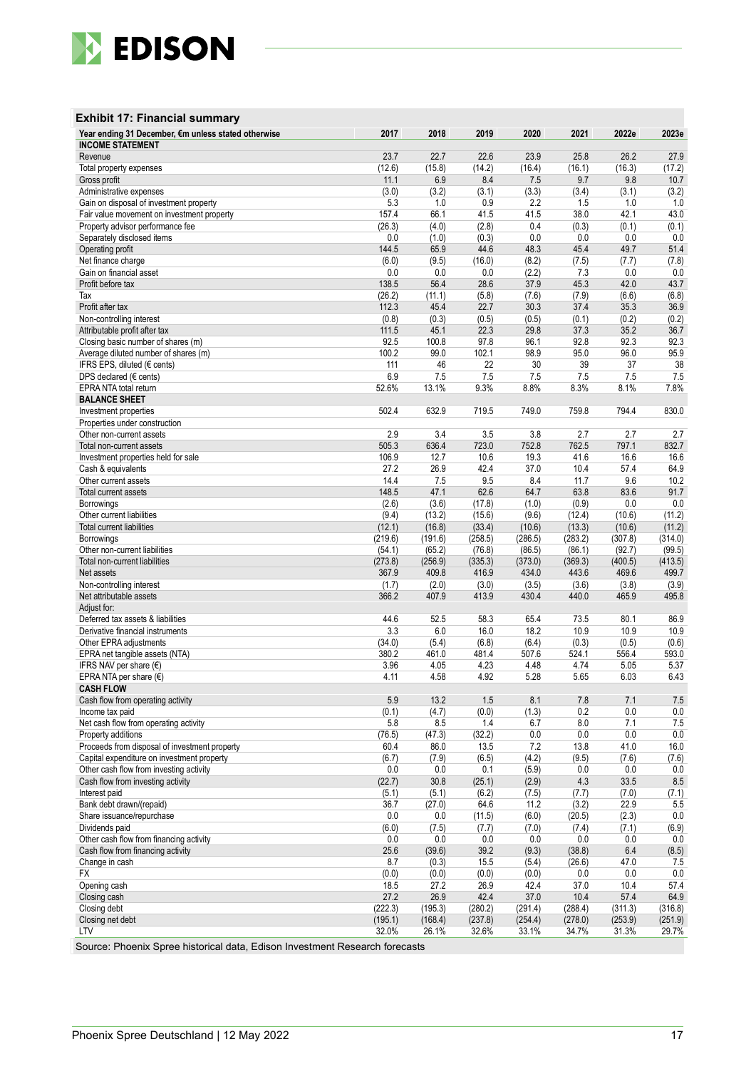### Exhibit 17: Financial summary

| Year ending 31 December, €m unless stated otherwise | 2017 | 2018 | 2019 | 2020 | 2021 | 2022e | 2023e |
|---|---|---|---|---|---|---|---|
| **INCOME STATEMENT** | | | | | | | |
| Revenue | 23.7 | 22.7 | 22.6 | 23.9 | 25.8 | 26.2 | 27.9 |
| Total property expenses | (12.6) | (15.8) | (14.2) | (16.4) | (16.1) | (16.3) | (17.2) |
| Gross profit | 11.1 | 6.9 | 8.4 | 7.5 | 9.7 | 9.8 | 10.7 |
| Administrative expenses | (3.0) | (3.2) | (3.1) | (3.3) | (3.4) | (3.1) | (3.2) |
| Gain on disposal of investment property | 5.3 | 1.0 | 0.9 | 2.2 | 1.5 | 1.0 | 1.0 |
| Fair value movement on investment property | 157.4 | 66.1 | 41.5 | 41.5 | 38.0 | 42.1 | 43.0 |
| Property advisor performance fee | (26.3) | (4.0) | (2.8) | 0.4 | (0.3) | (0.1) | (0.1) |
| Separately disclosed items | 0.0 | (1.0) | (0.3) | 0.0 | 0.0 | 0.0 | 0.0 |
| Operating profit | 144.5 | 65.9 | 44.6 | 48.3 | 45.4 | 49.7 | 51.4 |
| Net finance charge | (6.0) | (9.5) | (16.0) | (8.2) | (7.5) | (7.7) | (7.8) |
| Gain on financial asset | 0.0 | 0.0 | 0.0 | (2.2) | 7.3 | 0.0 | 0.0 |
| Profit before tax | 138.5 | 56.4 | 28.6 | 37.9 | 45.3 | 42.0 | 43.7 |
| Tax | (26.2) | (11.1) | (5.8) | (7.6) | (7.9) | (6.6) | (6.8) |
| Profit after tax | 112.3 | 45.4 | 22.7 | 30.3 | 37.4 | 35.3 | 36.9 |
| Non-controlling interest | (0.8) | (0.3) | (0.5) | (0.5) | (0.1) | (0.2) | (0.2) |
| Attributable profit after tax | 111.5 | 45.1 | 22.3 | 29.8 | 37.3 | 35.2 | 36.7 |
| Closing basic number of shares (m) | 92.5 | 100.8 | 97.8 | 96.1 | 92.8 | 92.3 | 92.3 |
| Average diluted number of shares (m) | 100.2 | 99.0 | 102.1 | 98.9 | 95.0 | 96.0 | 95.9 |
| IFRS EPS, diluted (€ cents) | 111 | 46 | 22 | 30 | 39 | 37 | 38 |
| DPS declared (€ cents) | 6.9 | 7.5 | 7.5 | 7.5 | 7.5 | 7.5 | 7.5 |
| EPRA NTA total return | 52.6% | 13.1% | 9.3% | 8.8% | 8.3% | 8.1% | 7.8% |
| **BALANCE SHEET** | | | | | | | |
| Investment properties | 502.4 | 632.9 | 719.5 | 749.0 | 759.8 | 794.4 | 830.0 |
| Properties under construction | | | | | | | |
| Other non-current assets | 2.9 | 3.4 | 3.5 | 3.8 | 2.7 | 2.7 | 2.7 |
| Total non-current assets | 505.3 | 636.4 | 723.0 | 752.8 | 762.5 | 797.1 | 832.7 |
| Investment properties held for sale | 106.9 | 12.7 | 10.6 | 19.3 | 41.6 | 16.6 | 16.6 |
| Cash & equivalents | 27.2 | 26.9 | 42.4 | 37.0 | 10.4 | 57.4 | 64.9 |
| Other current assets | 14.4 | 7.5 | 9.5 | 8.4 | 11.7 | 9.6 | 10.2 |
| Total current assets | 148.5 | 47.1 | 62.6 | 64.7 | 63.8 | 83.6 | 91.7 |
| Borrowings | (2.6) | (3.6) | (17.8) | (1.0) | (0.9) | 0.0 | 0.0 |
| Other current liabilities | (9.4) | (13.2) | (15.6) | (9.6) | (12.4) | (10.6) | (11.2) |
| Total current liabilities | (12.1) | (16.8) | (33.4) | (10.6) | (13.3) | (10.6) | (11.2) |
| Borrowings | (219.6) | (191.6) | (258.5) | (286.5) | (283.2) | (307.8) | (314.0) |
| Other non-current liabilities | (54.1) | (65.2) | (76.8) | (86.5) | (86.1) | (92.7) | (99.5) |
| Total non-current liabilities | (273.8) | (256.9) | (335.3) | (373.0) | (369.3) | (400.5) | (413.5) |
| Net assets | 367.9 | 409.8 | 416.9 | 434.0 | 443.6 | 469.6 | 499.7 |
| Non-controlling interest | (1.7) | (2.0) | (3.0) | (3.5) | (3.6) | (3.8) | (3.9) |
| Net attributable assets | 366.2 | 407.9 | 413.9 | 430.4 | 440.0 | 465.9 | 495.8 |
| Adjust for: | | | | | | | |
| Deferred tax assets & liabilities | 44.6 | 52.5 | 58.3 | 65.4 | 73.5 | 80.1 | 86.9 |
| Derivative financial instruments | 3.3 | 6.0 | 16.0 | 18.2 | 10.9 | 10.9 | 10.9 |
| Other EPRA adjustments | (34.0) | (5.4) | (6.8) | (6.4) | (0.3) | (0.5) | (0.6) |
| EPRA net tangible assets (NTA) | 380.2 | 461.0 | 481.4 | 507.6 | 524.1 | 556.4 | 593.0 |
| IFRS NAV per share (€) | 3.96 | 4.05 | 4.23 | 4.48 | 4.74 | 5.05 | 5.37 |
| EPRA NTA per share (€) | 4.11 | 4.58 | 4.92 | 5.28 | 5.65 | 6.03 | 6.43 |
| **CASH FLOW** | | | | | | | |
| Cash flow from operating activity | 5.9 | 13.2 | 1.5 | 8.1 | 7.8 | 7.1 | 7.5 |
| Income tax paid | (0.1) | (4.7) | (0.0) | (1.3) | 0.2 | 0.0 | 0.0 |
| Net cash flow from operating activity | 5.8 | 8.5 | 1.4 | 6.7 | 8.0 | 7.1 | 7.5 |
| Property additions | (76.5) | (47.3) | (32.2) | 0.0 | 0.0 | 0.0 | 0.0 |
| Proceeds from disposal of investment property | 60.4 | 86.0 | 13.5 | 7.2 | 13.8 | 41.0 | 16.0 |
| Capital expenditure on investment property | (6.7) | (7.9) | (6.5) | (4.2) | (9.5) | (7.6) | (7.6) |
| Other cash flow from investing activity | 0.0 | 0.0 | 0.1 | (5.9) | 0.0 | 0.0 | 0.0 |
| Cash flow from investing activity | (22.7) | 30.8 | (25.1) | (2.9) | 4.3 | 33.5 | 8.5 |
| Interest paid | (5.1) | (5.1) | (6.2) | (7.5) | (7.7) | (7.0) | (7.1) |
| Bank debt drawn/(repaid) | 36.7 | (27.0) | 64.6 | 11.2 | (3.2) | 22.9 | 5.5 |
| Share issuance/repurchase | 0.0 | 0.0 | (11.5) | (6.0) | (20.5) | (2.3) | 0.0 |
| Dividends paid | (6.0) | (7.5) | (7.7) | (7.0) | (7.4) | (7.1) | (6.9) |
| Other cash flow from financing activity | 0.0 | 0.0 | 0.0 | 0.0 | 0.0 | 0.0 | 0.0 |
| Cash flow from financing activity | 25.6 | (39.6) | 39.2 | (9.3) | (38.8) | 6.4 | (8.5) |
| Change in cash | 8.7 | (0.3) | 15.5 | (5.4) | (26.6) | 47.0 | 7.5 |
| FX | (0.0) | (0.0) | (0.0) | (0.0) | 0.0 | 0.0 | 0.0 |
| Opening cash | 18.5 | 27.2 | 26.9 | 42.4 | 37.0 | 10.4 | 57.4 |
| Closing cash | 27.2 | 26.9 | 42.4 | 37.0 | 10.4 | 57.4 | 64.9 |
| Closing debt | (222.3) | (195.3) | (280.2) | (291.4) | (288.4) | (311.3) | (316.8) |
| Closing net debt | (195.1) | (168.4) | (237.8) | (254.4) | (278.0) | (253.9) | (251.9) |
| LTV | 32.0% | 26.1% | 32.6% | 33.1% | 34.7% | 31.3% | 29.7% |

Source: Phoenix Spree historical data, Edison Investment Research forecasts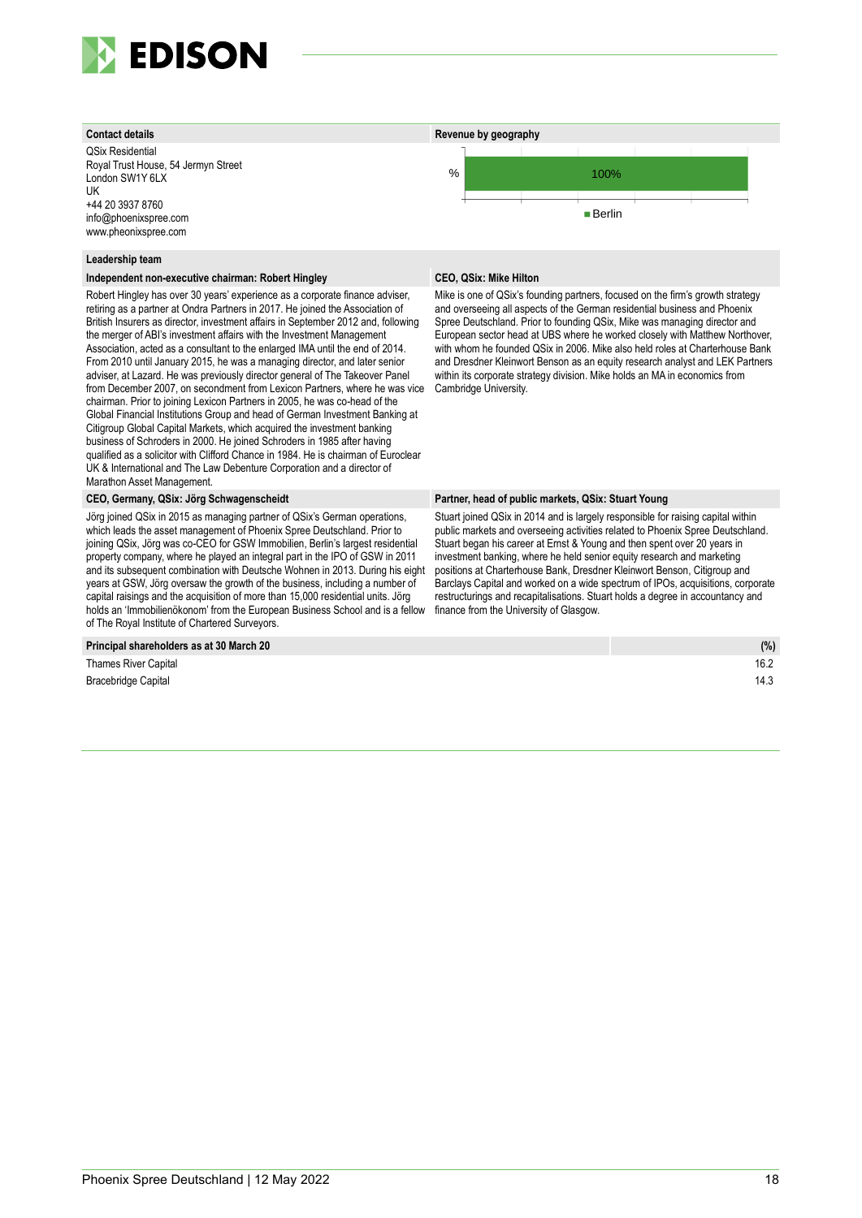### Contact details

QSix Residential
Royal Trust House, 54 Jermyn Street
London SW1Y 6LX
UK
+44 20 3937 8760
info@phoenixspree.com
www.pheonixspree.com

### Revenue by geography

| | Berlin |
|---|---|
| % | 100% |

### Leadership team

**Independent non-executive chairman: Robert Hingley**

Robert Hingley has over 30 years' experience as a corporate finance adviser, retiring as a partner at Ondra Partners in 2017. He joined the Association of British Insurers as director, investment affairs in September 2012 and, following the merger of ABI's investment affairs with the Investment Management Association, acted as a consultant to the enlarged IMA until the end of 2014. From 2010 until January 2015, he was a managing director, and later senior adviser, at Lazard. He was previously director general of The Takeover Panel from December 2007, on secondment from Lexicon Partners, where he was vice chairman. Prior to joining Lexicon Partners in 2005, he was co-head of the Global Financial Institutions Group and head of German Investment Banking at Citigroup Global Capital Markets, which acquired the investment banking business of Schroders in 2000. He joined Schroders in 1985 after having qualified as a solicitor with Clifford Chance in 1984. He is chairman of Euroclear UK & International and The Law Debenture Corporation and a director of Marathon Asset Management.

**CEO, QSix: Mike Hilton**

Mike is one of QSix's founding partners, focused on the firm's growth strategy and overseeing all aspects of the German residential business and Phoenix Spree Deutschland. Prior to founding QSix, Mike was managing director and European sector head at UBS where he worked closely with Matthew Northover, with whom he founded QSix in 2006. Mike also held roles at Charterhouse Bank and Dresdner Kleinwort Benson as an equity research analyst and LEK Partners within its corporate strategy division. Mike holds an MA in economics from Cambridge University.

**CEO, Germany, QSix: Jörg Schwagenscheidt**

Jörg joined QSix in 2015 as managing partner of QSix's German operations, which leads the asset management of Phoenix Spree Deutschland. Prior to joining QSix, Jörg was co-CEO for GSW Immobilien, Berlin's largest residential property company, where he played an integral part in the IPO of GSW in 2011 and its subsequent combination with Deutsche Wohnen in 2013. During his eight years at GSW, Jörg oversaw the growth of the business, including a number of capital raisings and the acquisition of more than 15,000 residential units. Jörg holds an 'Immobilienökonom' from the European Business School and is a fellow of The Royal Institute of Chartered Surveyors.

**Partner, head of public markets, QSix: Stuart Young**

Stuart joined QSix in 2014 and is largely responsible for raising capital within public markets and overseeing activities related to Phoenix Spree Deutschland. Stuart began his career at Ernst & Young and then spent over 20 years in investment banking, where he held senior equity research and marketing positions at Charterhouse Bank, Dresdner Kleinwort Benson, Citigroup and Barclays Capital and worked on a wide spectrum of IPOs, acquisitions, corporate restructurings and recapitalisations. Stuart holds a degree in accountancy and finance from the University of Glasgow.

| Principal shareholders as at 30 March 20 | (%) |
|---|---|
| Thames River Capital | 16.2 |
| Bracebridge Capital | 14.3 |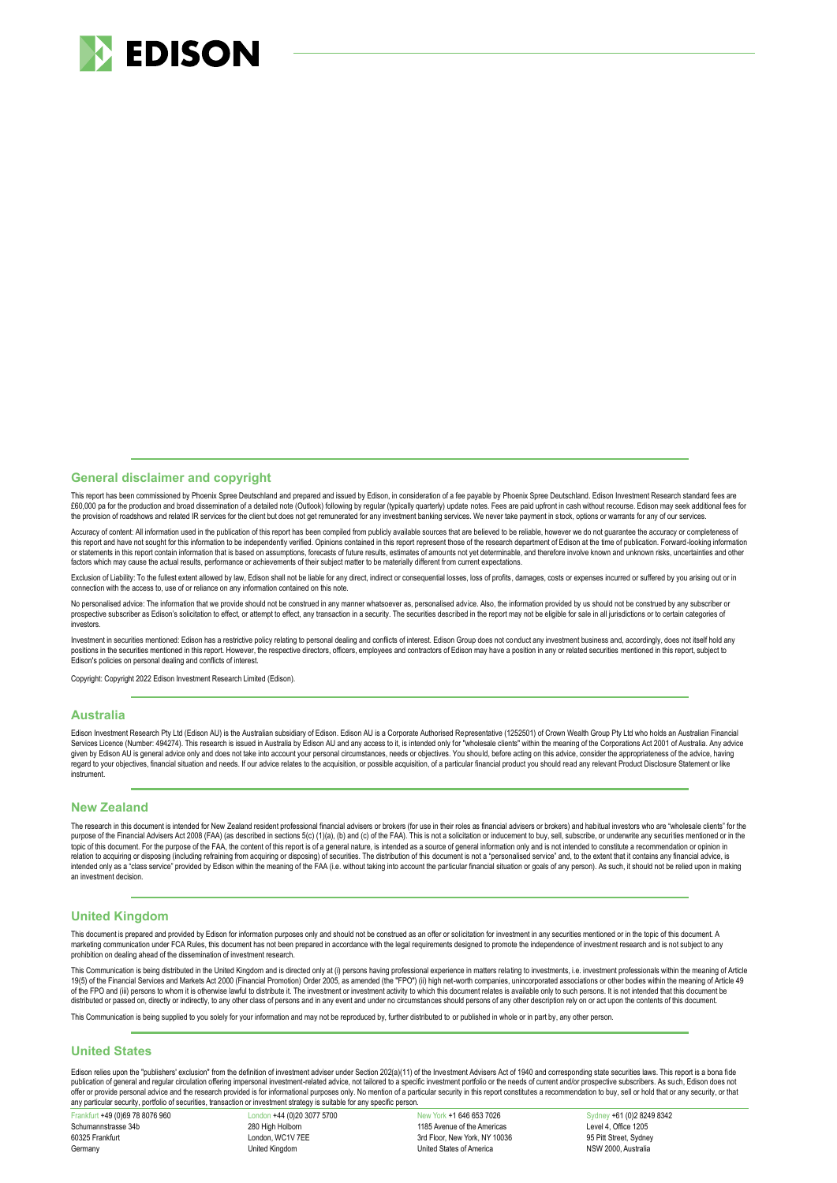## General disclaimer and copyright

This report has been commissioned by Phoenix Spree Deutschland and prepared and issued by Edison, in consideration of a fee payable by Phoenix Spree Deutschland. Edison Investment Research standard fees are £60,000 pa for the production and broad dissemination of a detailed note (Outlook) following by regular (typically quarterly) update notes. Fees are paid upfront in cash without recourse. Edison may seek additional fees for the provision of roadshows and related IR services for the client but does not get remunerated for any investment banking services. We never take payment in stock, options or warrants for any of our services.

Accuracy of content: All information used in the publication of this report has been compiled from publicly available sources that are believed to be reliable, however we do not guarantee the accuracy or completeness of this report and have not sought for this information to be independently verified. Opinions contained in this report represent those of the research department of Edison at the time of publication. Forward-looking information or statements in this report contain information that is based on assumptions, forecasts of future results, estimates of amounts not yet determinable, and therefore involve known and unknown risks, uncertainties and other factors which may cause the actual results, performance or achievements of their subject matter to be materially different from current expectations.

Exclusion of Liability: To the fullest extent allowed by law, Edison shall not be liable for any direct, indirect or consequential losses, loss of profits, damages, costs or expenses incurred or suffered by you arising out or in connection with the access to, use of or reliance on any information contained on this note.

No personalised advice: The information that we provide should not be construed in any manner whatsoever as, personalised advice. Also, the information provided by us should not be construed by any subscriber or prospective subscriber as Edison's solicitation to effect, or attempt to effect, any transaction in a security. The securities described in the report may not be eligible for sale in all jurisdictions or to certain categories of investors.

Investment in securities mentioned: Edison has a restrictive policy relating to personal dealing and conflicts of interest. Edison Group does not conduct any investment business and, accordingly, does not itself hold any positions in the securities mentioned in this report. However, the respective directors, officers, employees and contractors of Edison may have a position in any or related securities mentioned in this report, subject to Edison's policies on personal dealing and conflicts of interest.

Copyright: Copyright 2022 Edison Investment Research Limited (Edison).

## Australia

Edison Investment Research Pty Ltd (Edison AU) is the Australian subsidiary of Edison. Edison AU is a Corporate Authorised Representative (1252501) of Crown Wealth Group Pty Ltd who holds an Australian Financial Services Licence (Number: 494274). This research is issued in Australia by Edison AU and any access to it, is intended only for "wholesale clients" within the meaning of the Corporations Act 2001 of Australia. Any advice given by Edison AU is general advice only and does not take into account your personal circumstances, needs or objectives. You should, before acting on this advice, consider the appropriateness of the advice, having regard to your objectives, financial situation and needs. If our advice relates to the acquisition, or possible acquisition, of a particular financial product you should read any relevant Product Disclosure Statement or like instrument.

## New Zealand

The research in this document is intended for New Zealand resident professional financial advisers or brokers (for use in their roles as financial advisers or brokers) and habitual investors who are "wholesale clients" for the purpose of the Financial Advisers Act 2008 (FAA) (as described in sections 5(c) (1)(a), (b) and (c) of the FAA). This is not a solicitation or inducement to buy, sell, subscribe, or underwrite any securities mentioned or in the topic of this document. For the purpose of the FAA, the content of this report is of a general nature, is intended as a source of general information only and is not intended to constitute a recommendation or opinion in relation to acquiring or disposing (including refraining from acquiring or disposing) of securities. The distribution of this document is not a "personalised service" and, to the extent that it contains any financial advice, is intended only as a "class service" provided by Edison within the meaning of the FAA (i.e. without taking into account the particular financial situation or goals of any person). As such, it should not be relied upon in making an investment decision.

## United Kingdom

This document is prepared and provided by Edison for information purposes only and should not be construed as an offer or solicitation for investment in any securities mentioned or in the topic of this document. A marketing communication under FCA Rules, this document has not been prepared in accordance with the legal requirements designed to promote the independence of investment research and is not subject to any prohibition on dealing ahead of the dissemination of investment research.

This Communication is being distributed in the United Kingdom and is directed only at (i) persons having professional experience in matters relating to investments, i.e. investment professionals within the meaning of Article 19(5) of the Financial Services and Markets Act 2000 (Financial Promotion) Order 2005, as amended (the "FPO") (ii) high net-worth companies, unincorporated associations or other bodies within the meaning of Article 49 of the FPO and (iii) persons to whom it is otherwise lawful to distribute it. The investment or investment activity to which this document relates is available only to such persons. It is not intended that this document be distributed or passed on, directly or indirectly, to any other class of persons and in any event and under no circumstances should persons of any other description rely on or act upon the contents of this document.

This Communication is being supplied to you solely for your information and may not be reproduced by, further distributed to or published in whole or in part by, any other person.

## United States

Edison relies upon the "publishers' exclusion" from the definition of investment adviser under Section 202(a)(11) of the Investment Advisers Act of 1940 and corresponding state securities laws. This report is a bona fide publication of general and regular circulation offering impersonal investment-related advice, not tailored to a specific investment portfolio or the needs of current and/or prospective subscribers. As such, Edison does not offer or provide personal advice and the research provided is for informational purposes only. No mention of a particular security in this report constitutes a recommendation to buy, sell or hold that or any security, or that any particular security, portfolio of securities, transaction or investment strategy is suitable for any specific person.

Frankfurt +49 (0)69 78 8076 960
Schumannstrasse 34b
60325 Frankfurt
Germany

London +44 (0)20 3077 5700
280 High Holborn
London, WC1V 7EE
United Kingdom

New York +1 646 653 7026
1185 Avenue of the Americas
3rd Floor, New York, NY 10036
United States of America

Sydney +61 (0)2 8249 8342
Level 4, Office 1205
95 Pitt Street, Sydney
NSW 2000, Australia